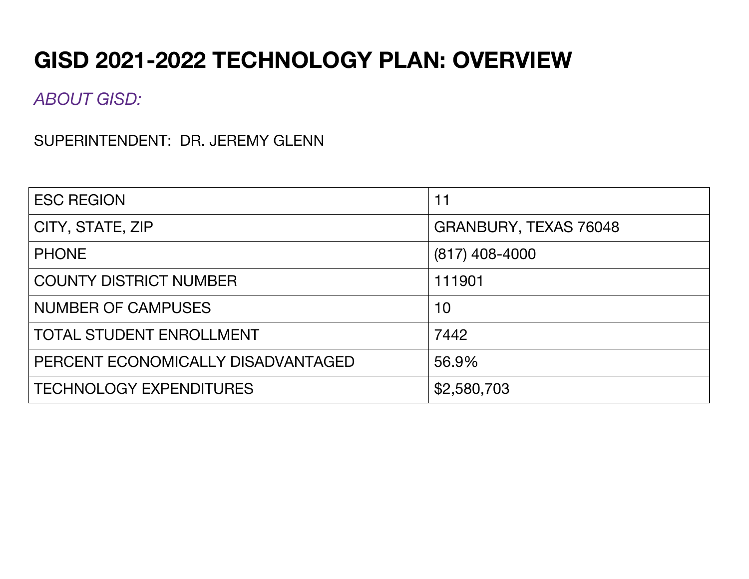# GISD 2021-2022 TECHNOLOGY PLAN: OVERVIEW

*ABOUT GISD:*

SUPERINTENDENT: DR. JEREMY GLENN

| | |
|---|---|
| ESC REGION | 11 |
| CITY, STATE, ZIP | GRANBURY, TEXAS 76048 |
| PHONE | (817) 408-4000 |
| COUNTY DISTRICT NUMBER | 111901 |
| NUMBER OF CAMPUSES | 10 |
| TOTAL STUDENT ENROLLMENT | 7442 |
| PERCENT ECONOMICALLY DISADVANTAGED | 56.9% |
| TECHNOLOGY EXPENDITURES | $2,580,703 |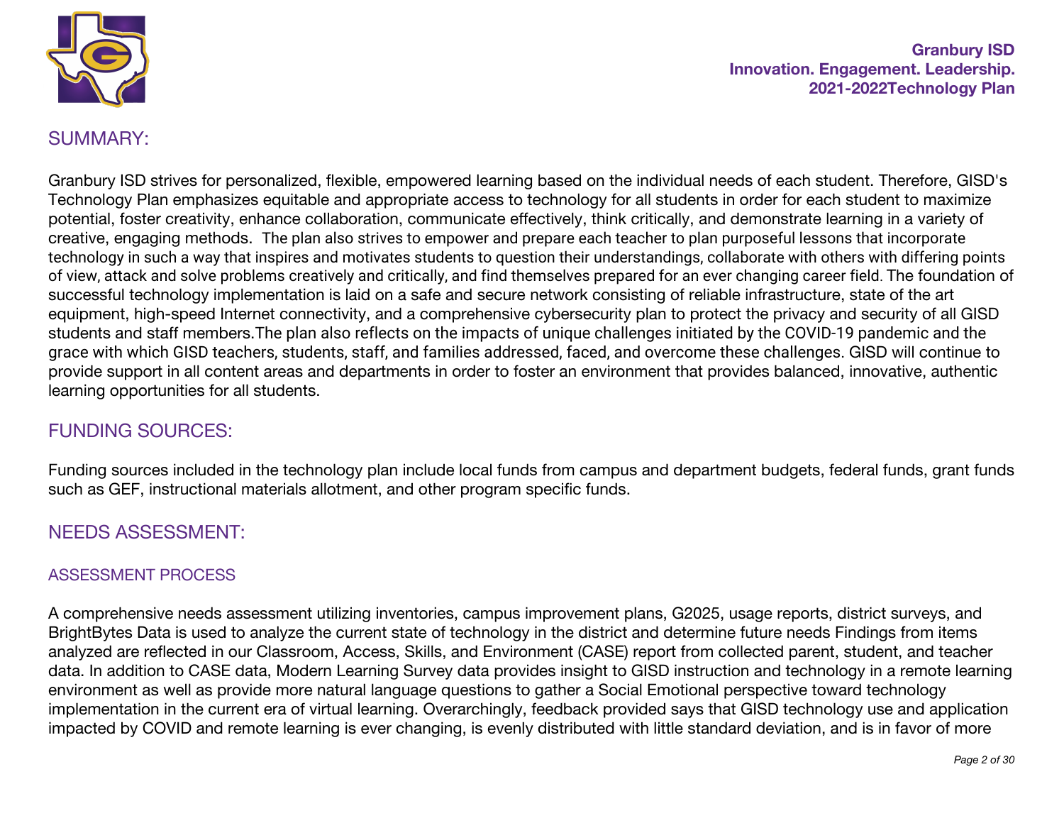## SUMMARY:

Granbury ISD strives for personalized, flexible, empowered learning based on the individual needs of each student. Therefore, GISD's Technology Plan emphasizes equitable and appropriate access to technology for all students in order for each student to maximize potential, foster creativity, enhance collaboration, communicate effectively, think critically, and demonstrate learning in a variety of creative, engaging methods. The plan also strives to empower and prepare each teacher to plan purposeful lessons that incorporate technology in such a way that inspires and motivates students to question their understandings, collaborate with others with differing points of view, attack and solve problems creatively and critically, and find themselves prepared for an ever changing career field. The foundation of successful technology implementation is laid on a safe and secure network consisting of reliable infrastructure, state of the art equipment, high-speed Internet connectivity, and a comprehensive cybersecurity plan to protect the privacy and security of all GISD students and staff members.The plan also reflects on the impacts of unique challenges initiated by the COVID-19 pandemic and the grace with which GISD teachers, students, staff, and families addressed, faced, and overcome these challenges. GISD will continue to provide support in all content areas and departments in order to foster an environment that provides balanced, innovative, authentic learning opportunities for all students.

## FUNDING SOURCES:

Funding sources included in the technology plan include local funds from campus and department budgets, federal funds, grant funds such as GEF, instructional materials allotment, and other program specific funds.

## NEEDS ASSESSMENT:

### ASSESSMENT PROCESS

A comprehensive needs assessment utilizing inventories, campus improvement plans, G2025, usage reports, district surveys, and BrightBytes Data is used to analyze the current state of technology in the district and determine future needs Findings from items analyzed are reflected in our Classroom, Access, Skills, and Environment (CASE) report from collected parent, student, and teacher data. In addition to CASE data, Modern Learning Survey data provides insight to GISD instruction and technology in a remote learning environment as well as provide more natural language questions to gather a Social Emotional perspective toward technology implementation in the current era of virtual learning. Overarchingly, feedback provided says that GISD technology use and application impacted by COVID and remote learning is ever changing, is evenly distributed with little standard deviation, and is in favor of more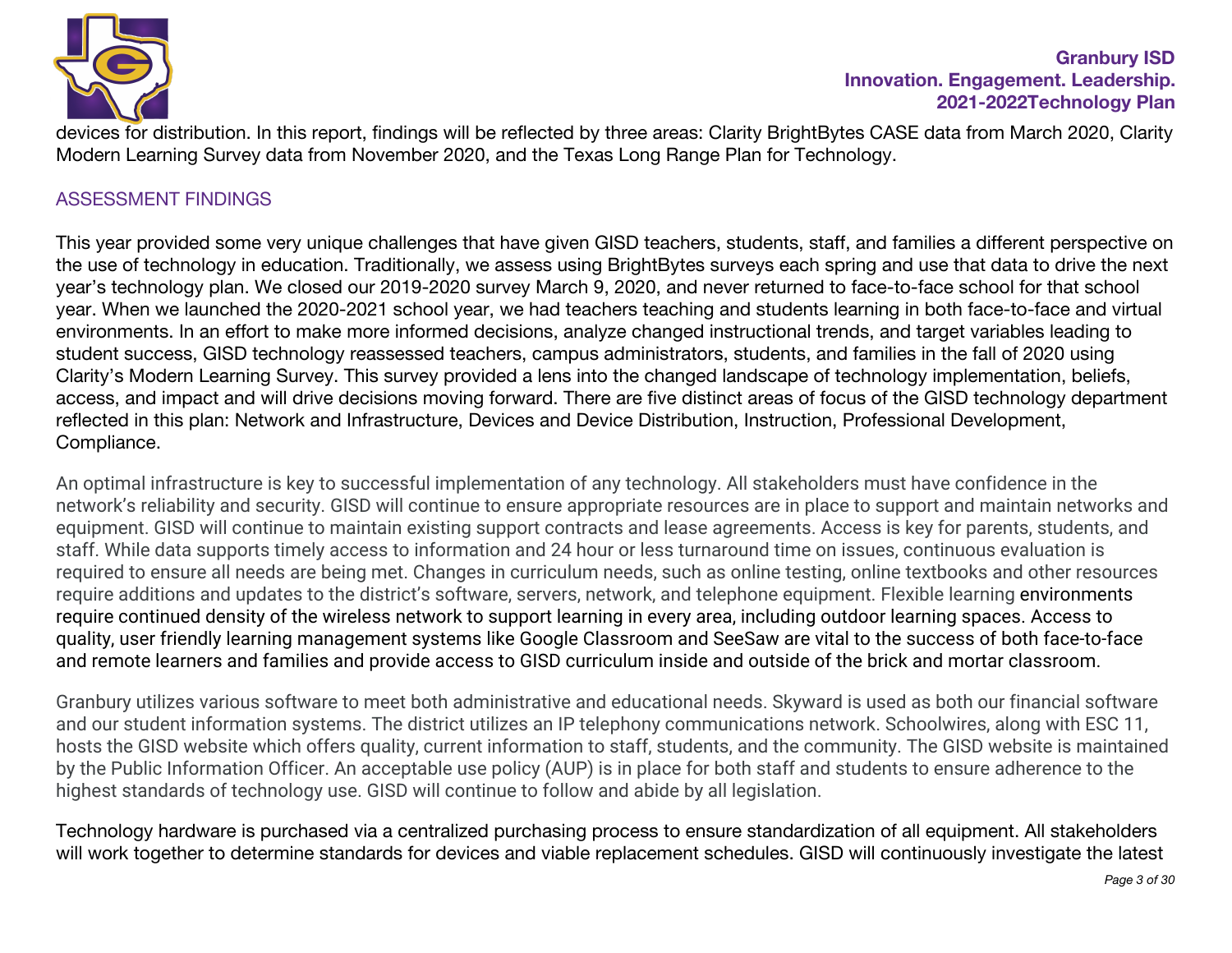devices for distribution. In this report, findings will be reflected by three areas: Clarity BrightBytes CASE data from March 2020, Clarity Modern Learning Survey data from November 2020, and the Texas Long Range Plan for Technology.

## ASSESSMENT FINDINGS

This year provided some very unique challenges that have given GISD teachers, students, staff, and families a different perspective on the use of technology in education. Traditionally, we assess using BrightBytes surveys each spring and use that data to drive the next year's technology plan. We closed our 2019-2020 survey March 9, 2020, and never returned to face-to-face school for that school year. When we launched the 2020-2021 school year, we had teachers teaching and students learning in both face-to-face and virtual environments. In an effort to make more informed decisions, analyze changed instructional trends, and target variables leading to student success, GISD technology reassessed teachers, campus administrators, students, and families in the fall of 2020 using Clarity's Modern Learning Survey. This survey provided a lens into the changed landscape of technology implementation, beliefs, access, and impact and will drive decisions moving forward. There are five distinct areas of focus of the GISD technology department reflected in this plan: Network and Infrastructure, Devices and Device Distribution, Instruction, Professional Development, Compliance.

An optimal infrastructure is key to successful implementation of any technology. All stakeholders must have confidence in the network's reliability and security. GISD will continue to ensure appropriate resources are in place to support and maintain networks and equipment. GISD will continue to maintain existing support contracts and lease agreements. Access is key for parents, students, and staff. While data supports timely access to information and 24 hour or less turnaround time on issues, continuous evaluation is required to ensure all needs are being met. Changes in curriculum needs, such as online testing, online textbooks and other resources require additions and updates to the district's software, servers, network, and telephone equipment. Flexible learning environments require continued density of the wireless network to support learning in every area, including outdoor learning spaces. Access to quality, user friendly learning management systems like Google Classroom and SeeSaw are vital to the success of both face-to-face and remote learners and families and provide access to GISD curriculum inside and outside of the brick and mortar classroom.

Granbury utilizes various software to meet both administrative and educational needs. Skyward is used as both our financial software and our student information systems. The district utilizes an IP telephony communications network. Schoolwires, along with ESC 11, hosts the GISD website which offers quality, current information to staff, students, and the community. The GISD website is maintained by the Public Information Officer. An acceptable use policy (AUP) is in place for both staff and students to ensure adherence to the highest standards of technology use. GISD will continue to follow and abide by all legislation.

Technology hardware is purchased via a centralized purchasing process to ensure standardization of all equipment. All stakeholders will work together to determine standards for devices and viable replacement schedules. GISD will continuously investigate the latest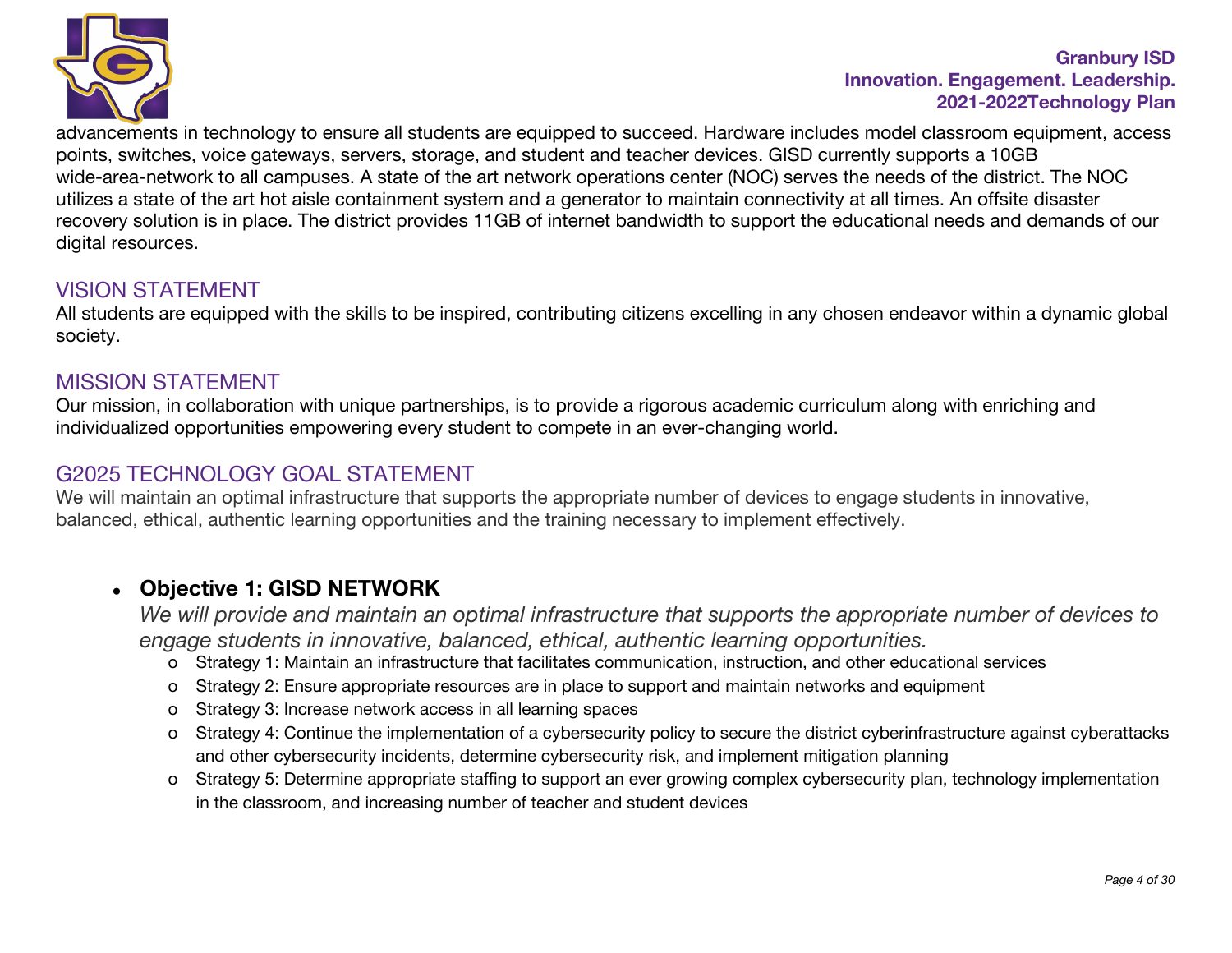advancements in technology to ensure all students are equipped to succeed. Hardware includes model classroom equipment, access points, switches, voice gateways, servers, storage, and student and teacher devices. GISD currently supports a 10GB wide-area-network to all campuses. A state of the art network operations center (NOC) serves the needs of the district. The NOC utilizes a state of the art hot aisle containment system and a generator to maintain connectivity at all times. An offsite disaster recovery solution is in place. The district provides 11GB of internet bandwidth to support the educational needs and demands of our digital resources.

## VISION STATEMENT

All students are equipped with the skills to be inspired, contributing citizens excelling in any chosen endeavor within a dynamic global society.

## MISSION STATEMENT

Our mission, in collaboration with unique partnerships, is to provide a rigorous academic curriculum along with enriching and individualized opportunities empowering every student to compete in an ever-changing world.

## G2025 TECHNOLOGY GOAL STATEMENT

We will maintain an optimal infrastructure that supports the appropriate number of devices to engage students in innovative, balanced, ethical, authentic learning opportunities and the training necessary to implement effectively.

- **Objective 1: GISD NETWORK**

  *We will provide and maintain an optimal infrastructure that supports the appropriate number of devices to engage students in innovative, balanced, ethical, authentic learning opportunities.*

  - Strategy 1: Maintain an infrastructure that facilitates communication, instruction, and other educational services
  - Strategy 2: Ensure appropriate resources are in place to support and maintain networks and equipment
  - Strategy 3: Increase network access in all learning spaces
  - Strategy 4: Continue the implementation of a cybersecurity policy to secure the district cyberinfrastructure against cyberattacks and other cybersecurity incidents, determine cybersecurity risk, and implement mitigation planning
  - Strategy 5: Determine appropriate staffing to support an ever growing complex cybersecurity plan, technology implementation in the classroom, and increasing number of teacher and student devices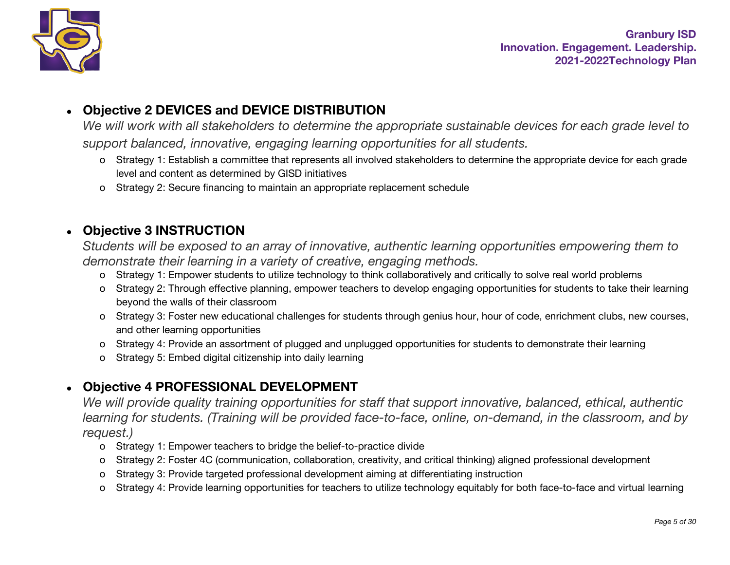- **Objective 2 DEVICES and DEVICE DISTRIBUTION**
  *We will work with all stakeholders to determine the appropriate sustainable devices for each grade level to support balanced, innovative, engaging learning opportunities for all students.*
  - Strategy 1: Establish a committee that represents all involved stakeholders to determine the appropriate device for each grade level and content as determined by GISD initiatives
  - Strategy 2: Secure financing to maintain an appropriate replacement schedule

- **Objective 3 INSTRUCTION**
  *Students will be exposed to an array of innovative, authentic learning opportunities empowering them to demonstrate their learning in a variety of creative, engaging methods.*
  - Strategy 1: Empower students to utilize technology to think collaboratively and critically to solve real world problems
  - Strategy 2: Through effective planning, empower teachers to develop engaging opportunities for students to take their learning beyond the walls of their classroom
  - Strategy 3: Foster new educational challenges for students through genius hour, hour of code, enrichment clubs, new courses, and other learning opportunities
  - Strategy 4: Provide an assortment of plugged and unplugged opportunities for students to demonstrate their learning
  - Strategy 5: Embed digital citizenship into daily learning

- **Objective 4 PROFESSIONAL DEVELOPMENT**
  *We will provide quality training opportunities for staff that support innovative, balanced, ethical, authentic learning for students. (Training will be provided face-to-face, online, on-demand, in the classroom, and by request.)*
  - Strategy 1: Empower teachers to bridge the belief-to-practice divide
  - Strategy 2: Foster 4C (communication, collaboration, creativity, and critical thinking) aligned professional development
  - Strategy 3: Provide targeted professional development aiming at differentiating instruction
  - Strategy 4: Provide learning opportunities for teachers to utilize technology equitably for both face-to-face and virtual learning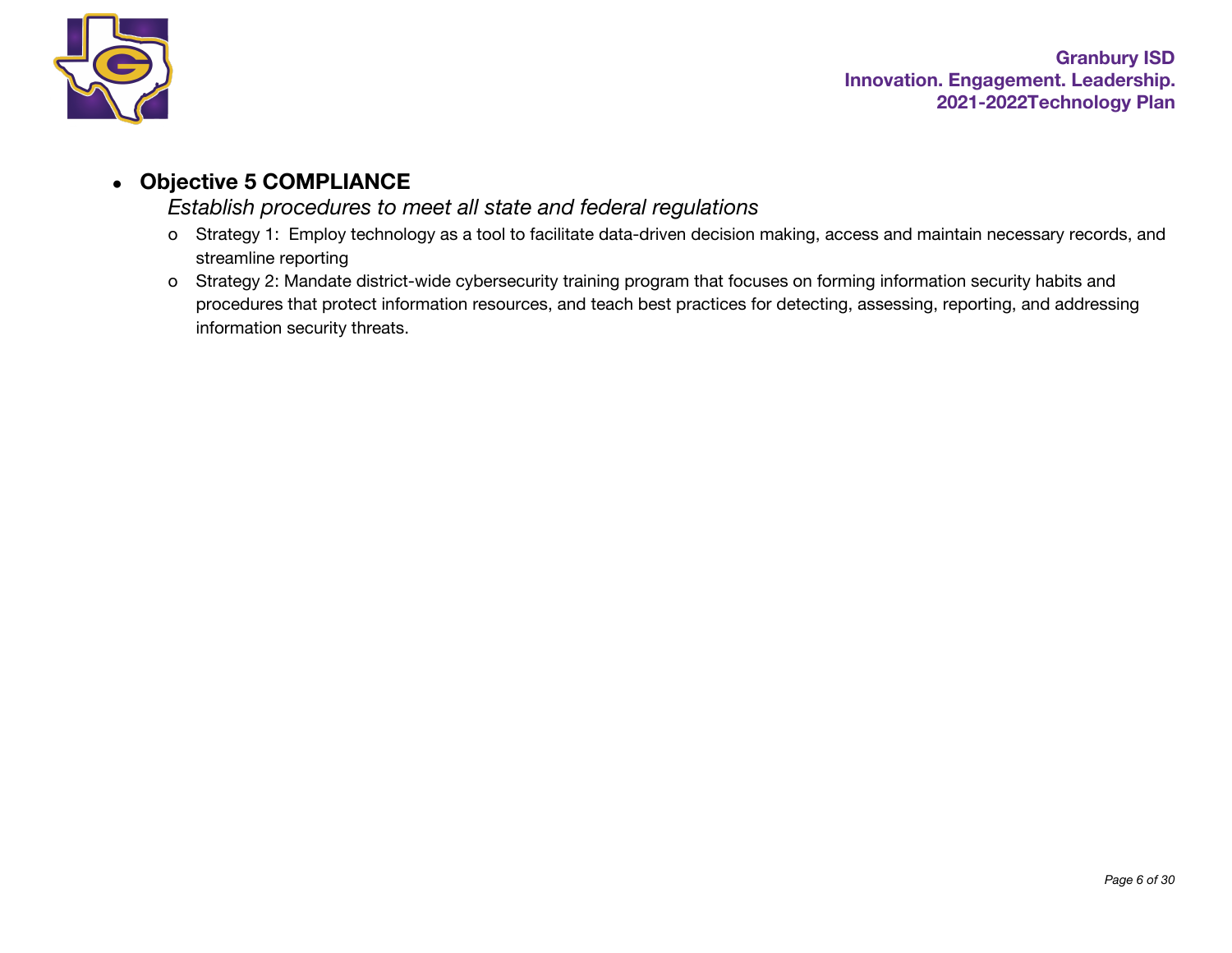- **Objective 5 COMPLIANCE**

  *Establish procedures to meet all state and federal regulations*

  - Strategy 1: Employ technology as a tool to facilitate data-driven decision making, access and maintain necessary records, and streamline reporting
  - Strategy 2: Mandate district-wide cybersecurity training program that focuses on forming information security habits and procedures that protect information resources, and teach best practices for detecting, assessing, reporting, and addressing information security threats.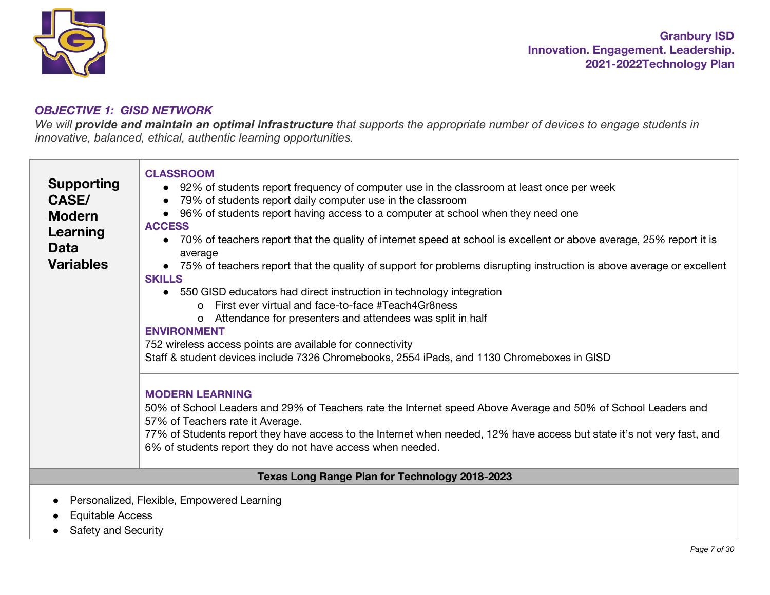## *OBJECTIVE 1: GISD NETWORK*

*We will **provide and maintain an optimal infrastructure** that supports the appropriate number of devices to engage students in innovative, balanced, ethical, authentic learning opportunities.*

| **Supporting CASE/ Modern Learning Data Variables** | **CLASSROOM**<br>● 92% of students report frequency of computer use in the classroom at least once per week<br>● 79% of students report daily computer use in the classroom<br>● 96% of students report having access to a computer at school when they need one<br>**ACCESS**<br>● 70% of teachers report that the quality of internet speed at school is excellent or above average, 25% report it is average<br>● 75% of teachers report that the quality of support for problems disrupting instruction is above average or excellent<br>**SKILLS**<br>● 550 GISD educators had direct instruction in technology integration<br>o First ever virtual and face-to-face #Teach4Gr8ness<br>o Attendance for presenters and attendees was split in half<br>**ENVIRONMENT**<br>752 wireless access points are available for connectivity<br>Staff & student devices include 7326 Chromebooks, 2554 iPads, and 1130 Chromeboxes in GISD |
|---|---|
| | **MODERN LEARNING**<br>50% of School Leaders and 29% of Teachers rate the Internet speed Above Average and 50% of School Leaders and 57% of Teachers rate it Average.<br>77% of Students report they have access to the Internet when needed, 12% have access but state it's not very fast, and 6% of students report they do not have access when needed. |

| **Texas Long Range Plan for Technology 2018-2023** |
|---|
| ● Personalized, Flexible, Empowered Learning<br>● Equitable Access<br>● Safety and Security |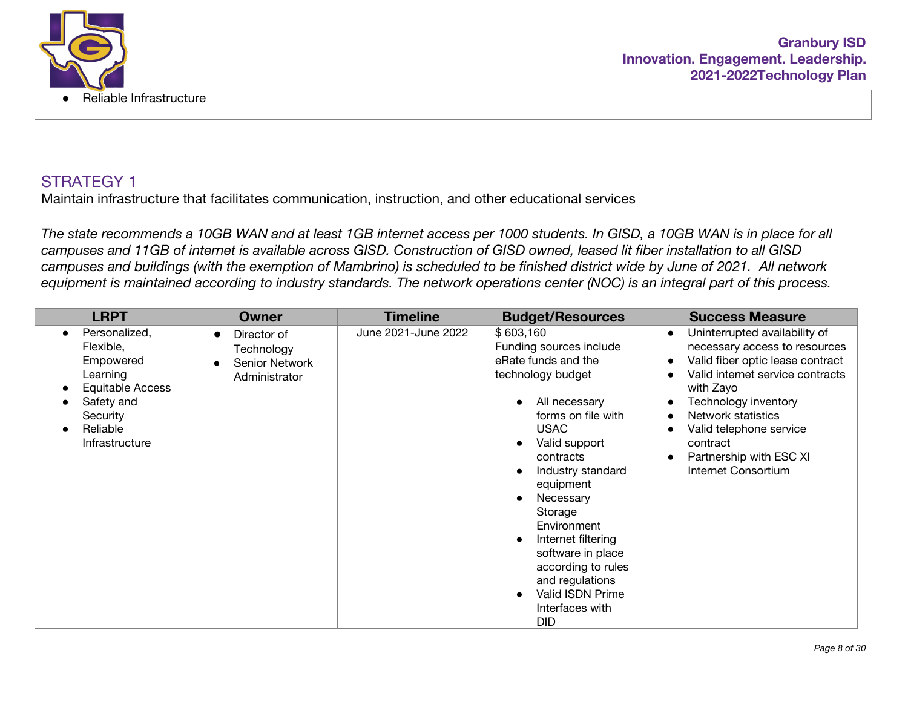- Reliable Infrastructure

## STRATEGY 1

Maintain infrastructure that facilitates communication, instruction, and other educational services

*The state recommends a 10GB WAN and at least 1GB internet access per 1000 students. In GISD, a 10GB WAN is in place for all campuses and 11GB of internet is available across GISD. Construction of GISD owned, leased lit fiber installation to all GISD campuses and buildings (with the exemption of Mambrino) is scheduled to be finished district wide by June of 2021. All network equipment is maintained according to industry standards. The network operations center (NOC) is an integral part of this process.*

| LRPT | Owner | Timeline | Budget/Resources | Success Measure |
|---|---|---|---|---|
| • Personalized, Flexible, Empowered Learning<br>• Equitable Access<br>• Safety and Security<br>• Reliable Infrastructure | • Director of Technology<br>• Senior Network Administrator | June 2021-June 2022 | $ 603,160<br>Funding sources include eRate funds and the technology budget<br>• All necessary forms on file with USAC<br>• Valid support contracts<br>• Industry standard equipment<br>• Necessary Storage Environment<br>• Internet filtering software in place according to rules and regulations<br>• Valid ISDN Prime Interfaces with DID | • Uninterrupted availability of necessary access to resources<br>• Valid fiber optic lease contract<br>• Valid internet service contracts with Zayo<br>• Technology inventory<br>• Network statistics<br>• Valid telephone service contract<br>• Partnership with ESC XI Internet Consortium |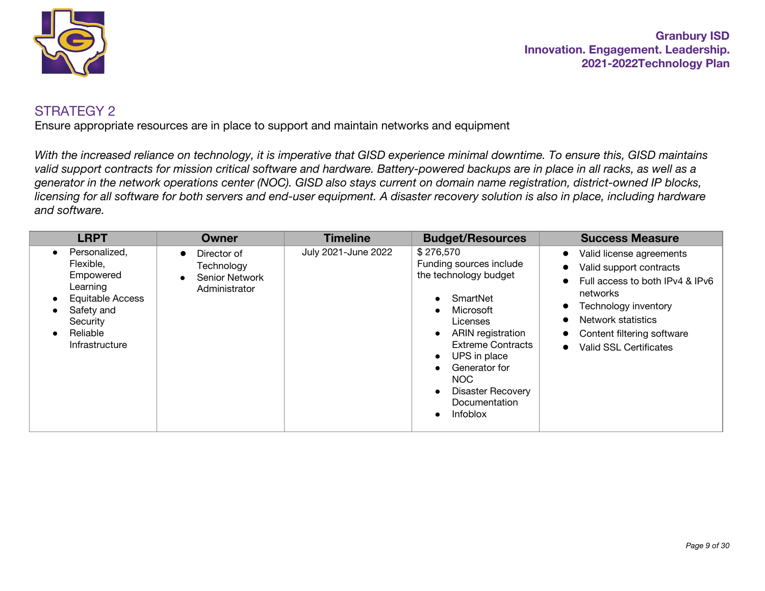## STRATEGY 2

Ensure appropriate resources are in place to support and maintain networks and equipment

*With the increased reliance on technology, it is imperative that GISD experience minimal downtime. To ensure this, GISD maintains valid support contracts for mission critical software and hardware. Battery-powered backups are in place in all racks, as well as a generator in the network operations center (NOC). GISD also stays current on domain name registration, district-owned IP blocks, licensing for all software for both servers and end-user equipment. A disaster recovery solution is also in place, including hardware and software.*

| LRPT | Owner | Timeline | Budget/Resources | Success Measure |
|---|---|---|---|---|
| • Personalized, Flexible, Empowered Learning<br>• Equitable Access<br>• Safety and Security<br>• Reliable Infrastructure | • Director of Technology<br>• Senior Network Administrator | July 2021-June 2022 | $ 276,570<br>Funding sources include the technology budget<br>• SmartNet<br>• Microsoft Licenses<br>• ARIN registration Extreme Contracts<br>• UPS in place<br>• Generator for NOC<br>• Disaster Recovery Documentation<br>• Infoblox | • Valid license agreements<br>• Valid support contracts<br>• Full access to both IPv4 & IPv6 networks<br>• Technology inventory<br>• Network statistics<br>• Content filtering software<br>• Valid SSL Certificates |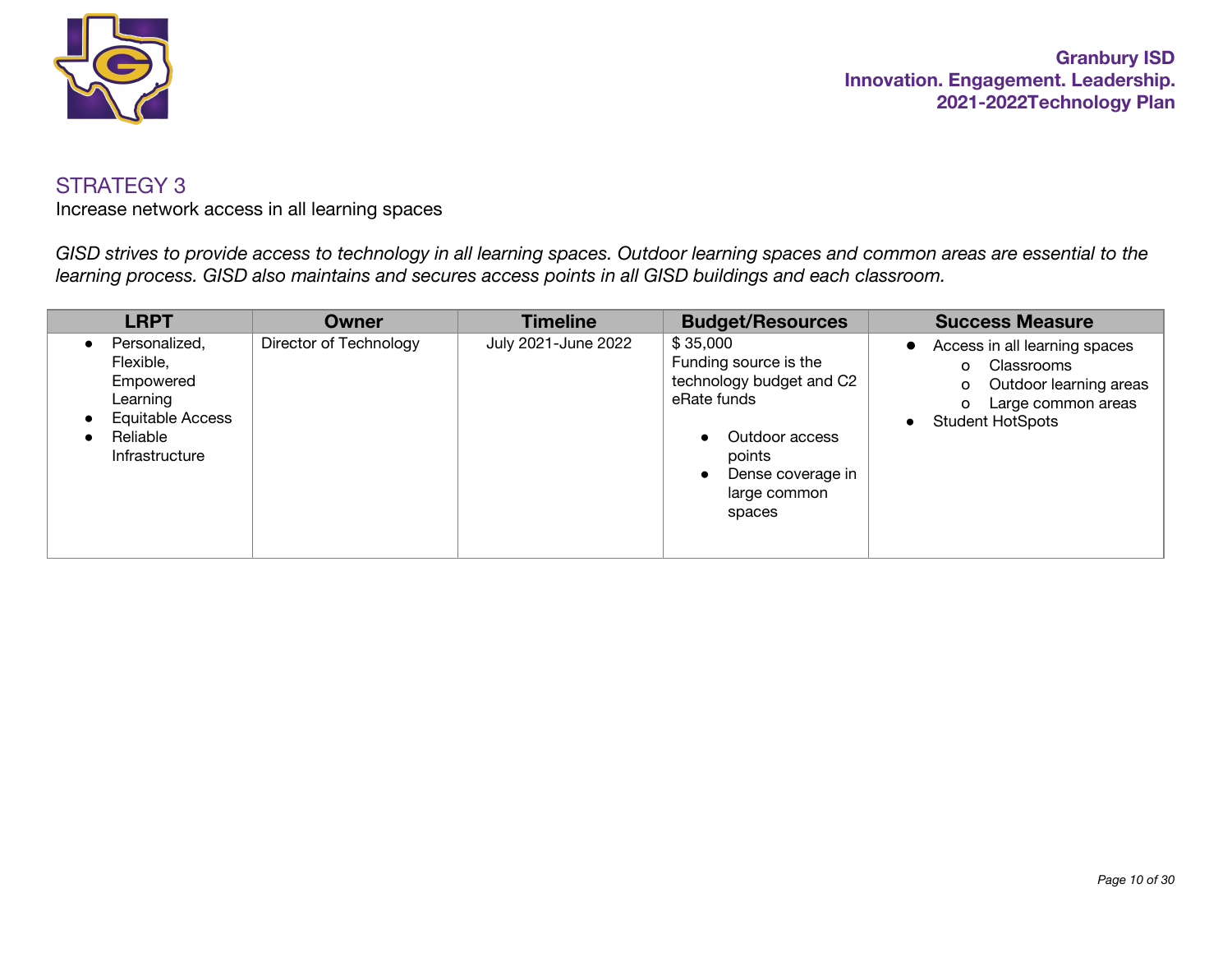## STRATEGY 3

Increase network access in all learning spaces

*GISD strives to provide access to technology in all learning spaces. Outdoor learning spaces and common areas are essential to the learning process. GISD also maintains and secures access points in all GISD buildings and each classroom.*

| LRPT | Owner | Timeline | Budget/Resources | Success Measure |
|---|---|---|---|---|
| • Personalized, Flexible, Empowered Learning<br>• Equitable Access<br>• Reliable Infrastructure | Director of Technology | July 2021-June 2022 | $ 35,000<br>Funding source is the technology budget and C2 eRate funds<br>• Outdoor access points<br>• Dense coverage in large common spaces | • Access in all learning spaces<br>  o Classrooms<br>  o Outdoor learning areas<br>  o Large common areas<br>• Student HotSpots |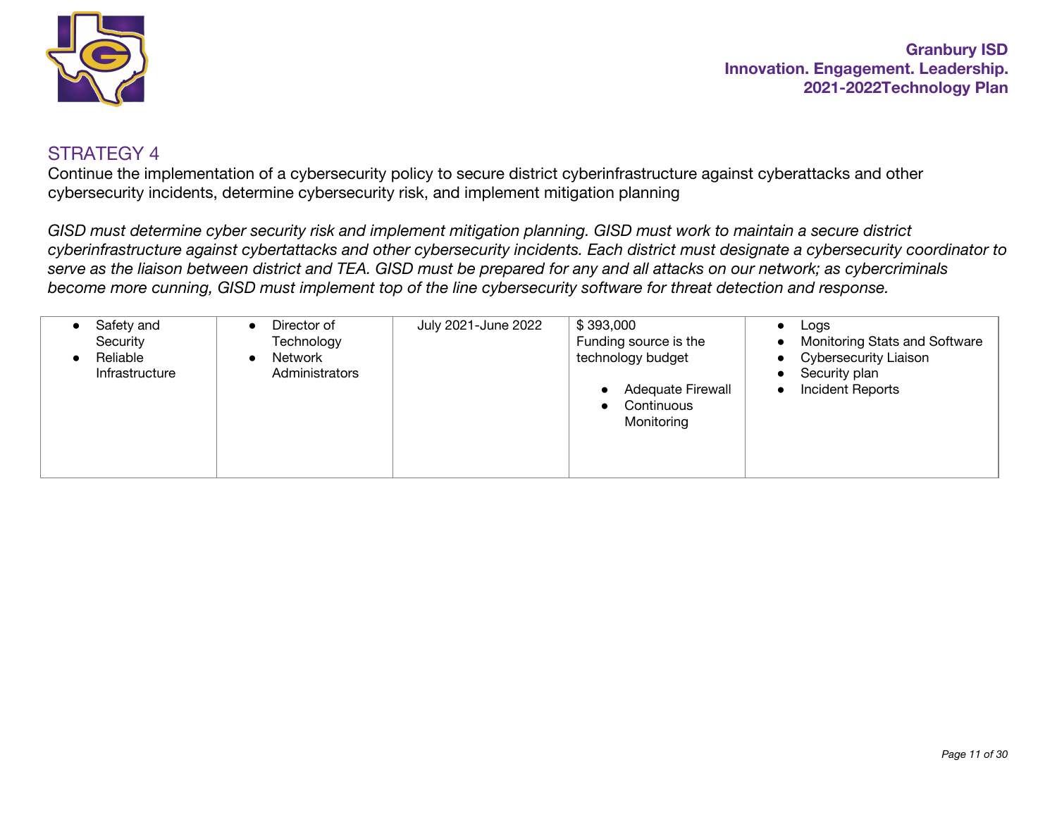## STRATEGY 4

Continue the implementation of a cybersecurity policy to secure district cyberinfrastructure against cyberattacks and other cybersecurity incidents, determine cybersecurity risk, and implement mitigation planning

*GISD must determine cyber security risk and implement mitigation planning. GISD must work to maintain a secure district cyberinfrastructure against cybertattacks and other cybersecurity incidents. Each district must designate a cybersecurity coordinator to serve as the liaison between district and TEA. GISD must be prepared for any and all attacks on our network; as cybercriminals become more cunning, GISD must implement top of the line cybersecurity software for threat detection and response.*

| | | | | |
|---|---|---|---|---|
| • Safety and Security<br>• Reliable Infrastructure | • Director of Technology<br>• Network Administrators | July 2021-June 2022 | $ 393,000<br>Funding source is the technology budget<br><br>• Adequate Firewall<br>• Continuous Monitoring | • Logs<br>• Monitoring Stats and Software<br>• Cybersecurity Liaison<br>• Security plan<br>• Incident Reports |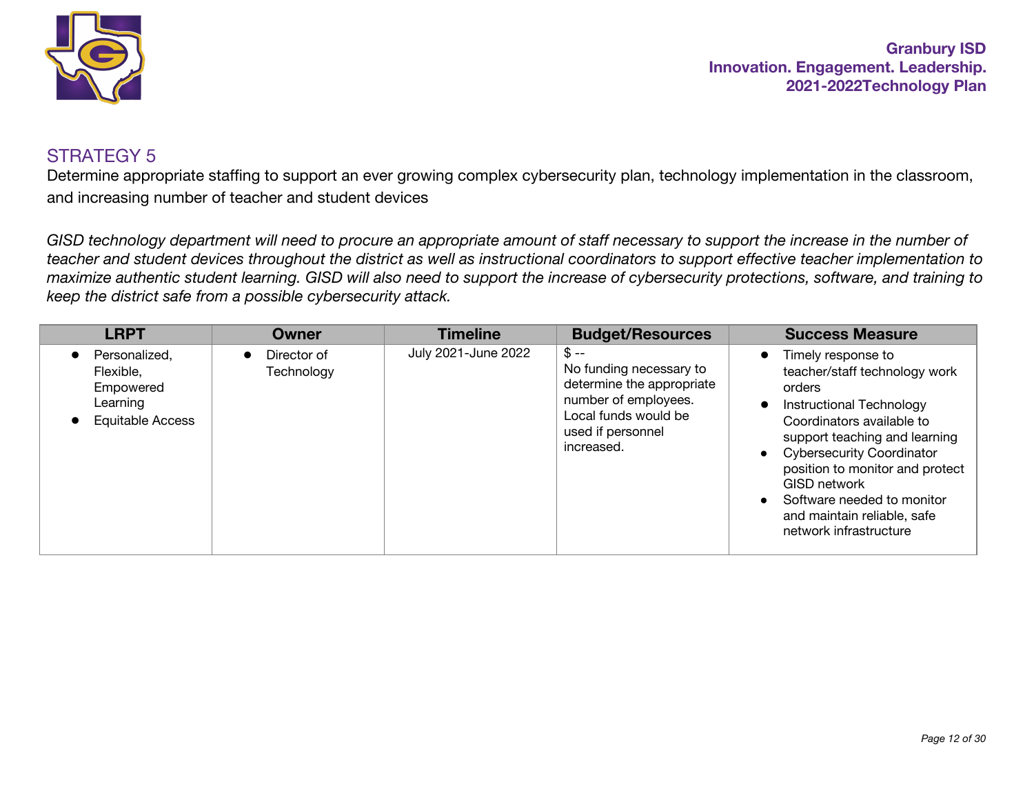## STRATEGY 5

Determine appropriate staffing to support an ever growing complex cybersecurity plan, technology implementation in the classroom, and increasing number of teacher and student devices

*GISD technology department will need to procure an appropriate amount of staff necessary to support the increase in the number of teacher and student devices throughout the district as well as instructional coordinators to support effective teacher implementation to maximize authentic student learning. GISD will also need to support the increase of cybersecurity protections, software, and training to keep the district safe from a possible cybersecurity attack.*

| LRPT | Owner | Timeline | Budget/Resources | Success Measure |
|---|---|---|---|---|
| • Personalized, Flexible, Empowered Learning<br>• Equitable Access | • Director of Technology | July 2021-June 2022 | $ --<br>No funding necessary to determine the appropriate number of employees. Local funds would be used if personnel increased. | • Timely response to teacher/staff technology work orders<br>• Instructional Technology Coordinators available to support teaching and learning<br>• Cybersecurity Coordinator position to monitor and protect GISD network<br>• Software needed to monitor and maintain reliable, safe network infrastructure |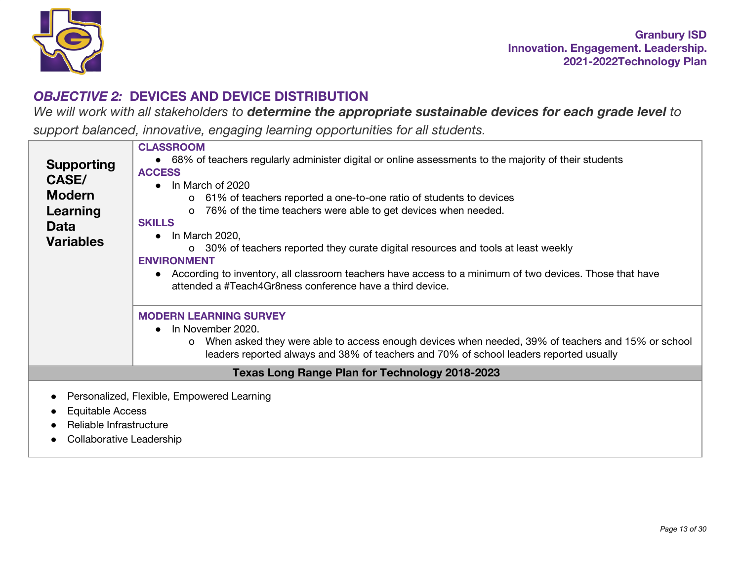## *OBJECTIVE 2:* DEVICES AND DEVICE DISTRIBUTION

*We will work with all stakeholders to* ***determine the appropriate sustainable devices for each grade level*** *to support balanced, innovative, engaging learning opportunities for all students.*

<table>
<tr>
<td rowspan="2"><strong>Supporting CASE/ Modern Learning Data Variables</strong></td>
<td>
<strong>CLASSROOM</strong>
<ul>
<li>68% of teachers regularly administer digital or online assessments to the majority of their students</li>
</ul>
<strong>ACCESS</strong>
<ul>
<li>In March of 2020
<ul>
<li>61% of teachers reported a one-to-one ratio of students to devices</li>
<li>76% of the time teachers were able to get devices when needed.</li>
</ul>
</li>
</ul>
<strong>SKILLS</strong>
<ul>
<li>In March 2020,
<ul>
<li>30% of teachers reported they curate digital resources and tools at least weekly</li>
</ul>
</li>
</ul>
<strong>ENVIRONMENT</strong>
<ul>
<li>According to inventory, all classroom teachers have access to a minimum of two devices. Those that have attended a #Teach4Gr8ness conference have a third device.</li>
</ul>
</td>
</tr>
<tr>
<td>
<strong>MODERN LEARNING SURVEY</strong>
<ul>
<li>In November 2020.
<ul>
<li>When asked they were able to access enough devices when needed, 39% of teachers and 15% or school leaders reported always and 38% of teachers and 70% of school leaders reported usually</li>
</ul>
</li>
</ul>
</td>
</tr>
<tr>
<th colspan="2">Texas Long Range Plan for Technology 2018-2023</th>
</tr>
<tr>
<td colspan="2">
<ul>
<li>Personalized, Flexible, Empowered Learning</li>
<li>Equitable Access</li>
<li>Reliable Infrastructure</li>
<li>Collaborative Leadership</li>
</ul>
</td>
</tr>
</table>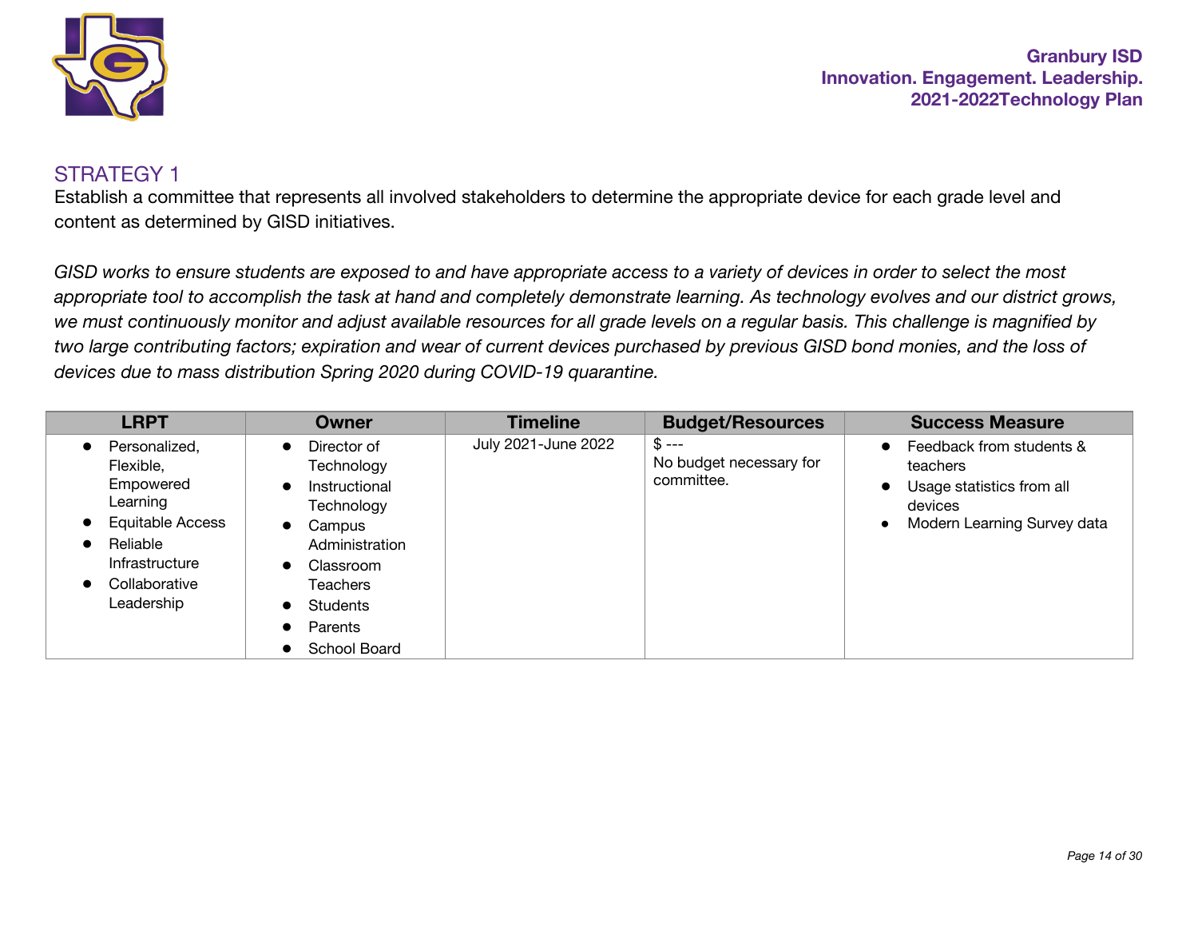## STRATEGY 1

Establish a committee that represents all involved stakeholders to determine the appropriate device for each grade level and content as determined by GISD initiatives.

*GISD works to ensure students are exposed to and have appropriate access to a variety of devices in order to select the most appropriate tool to accomplish the task at hand and completely demonstrate learning. As technology evolves and our district grows, we must continuously monitor and adjust available resources for all grade levels on a regular basis. This challenge is magnified by two large contributing factors; expiration and wear of current devices purchased by previous GISD bond monies, and the loss of devices due to mass distribution Spring 2020 during COVID-19 quarantine.*

| LRPT | Owner | Timeline | Budget/Resources | Success Measure |
|---|---|---|---|---|
| • Personalized, Flexible, Empowered Learning<br>• Equitable Access<br>• Reliable Infrastructure<br>• Collaborative Leadership | • Director of Technology<br>• Instructional Technology<br>• Campus Administration<br>• Classroom Teachers<br>• Students<br>• Parents<br>• School Board | July 2021-June 2022 | $ ---<br>No budget necessary for committee. | • Feedback from students & teachers<br>• Usage statistics from all devices<br>• Modern Learning Survey data |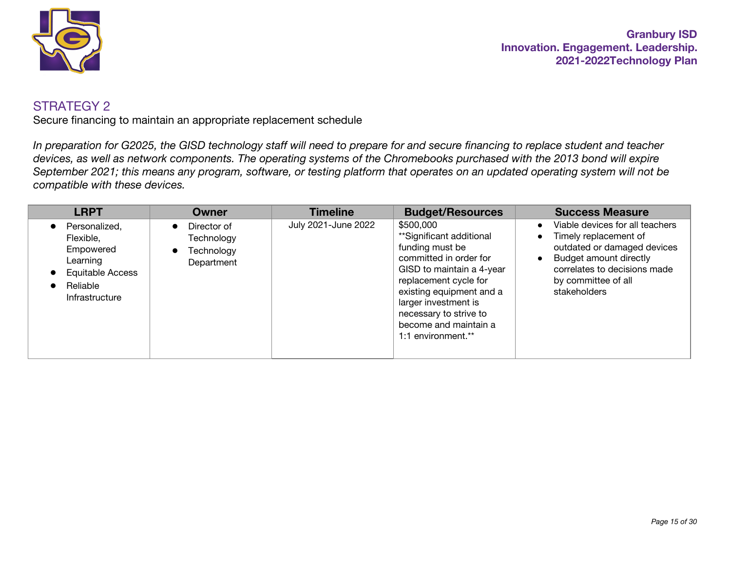## STRATEGY 2

Secure financing to maintain an appropriate replacement schedule

*In preparation for G2025, the GISD technology staff will need to prepare for and secure financing to replace student and teacher devices, as well as network components. The operating systems of the Chromebooks purchased with the 2013 bond will expire September 2021; this means any program, software, or testing platform that operates on an updated operating system will not be compatible with these devices.*

| LRPT | Owner | Timeline | Budget/Resources | Success Measure |
|---|---|---|---|---|
| • Personalized, Flexible, Empowered Learning<br>• Equitable Access<br>• Reliable Infrastructure | • Director of Technology<br>• Technology Department | July 2021-June 2022 | $500,000<br>**Significant additional funding must be committed in order for GISD to maintain a 4-year replacement cycle for existing equipment and a larger investment is necessary to strive to become and maintain a 1:1 environment.** | • Viable devices for all teachers<br>• Timely replacement of outdated or damaged devices<br>• Budget amount directly correlates to decisions made by committee of all stakeholders |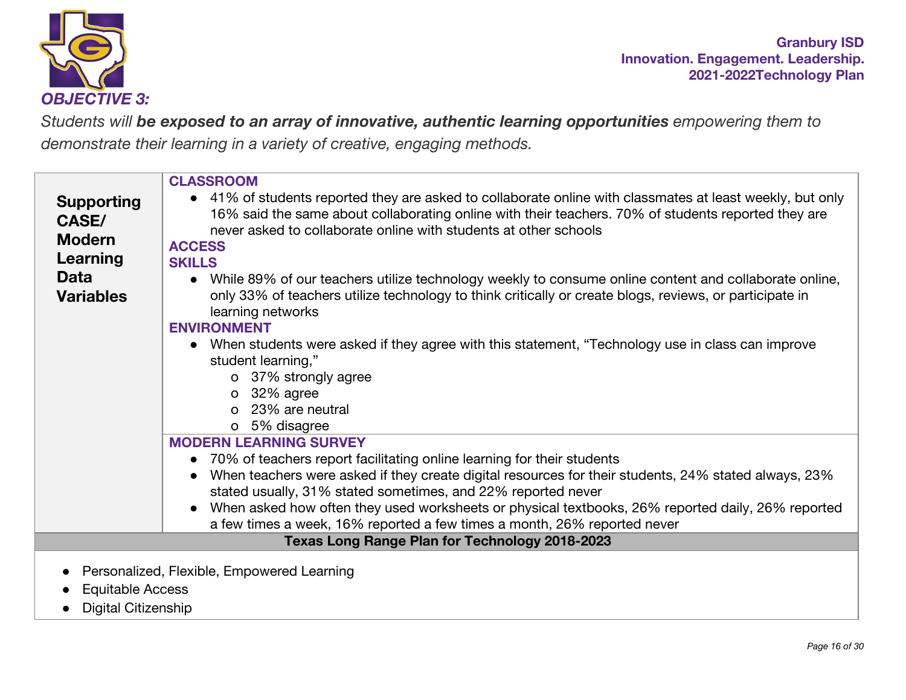## *OBJECTIVE 3:*

*Students will* ***be exposed to an array of innovative, authentic learning opportunities*** *empowering them to demonstrate their learning in a variety of creative, engaging methods.*

| **Supporting CASE/ Modern Learning Data Variables** | **CLASSROOM**<br>• 41% of students reported they are asked to collaborate online with classmates at least weekly, but only 16% said the same about collaborating online with their teachers. 70% of students reported they are never asked to collaborate online with students at other schools<br>**ACCESS**<br>**SKILLS**<br>• While 89% of our teachers utilize technology weekly to consume online content and collaborate online, only 33% of teachers utilize technology to think critically or create blogs, reviews, or participate in learning networks<br>**ENVIRONMENT**<br>• When students were asked if they agree with this statement, "Technology use in class can improve student learning,"<br>&nbsp;&nbsp;&nbsp;&nbsp;o 37% strongly agree<br>&nbsp;&nbsp;&nbsp;&nbsp;o 32% agree<br>&nbsp;&nbsp;&nbsp;&nbsp;o 23% are neutral<br>&nbsp;&nbsp;&nbsp;&nbsp;o 5% disagree |
|---|---|
| | **MODERN LEARNING SURVEY**<br>• 70% of teachers report facilitating online learning for their students<br>• When teachers were asked if they create digital resources for their students, 24% stated always, 23% stated usually, 31% stated sometimes, and 22% reported never<br>• When asked how often they used worksheets or physical textbooks, 26% reported daily, 26% reported a few times a week, 16% reported a few times a month, 26% reported never |
| **Texas Long Range Plan for Technology 2018-2023** | |
| • Personalized, Flexible, Empowered Learning<br>• Equitable Access<br>• Digital Citizenship | |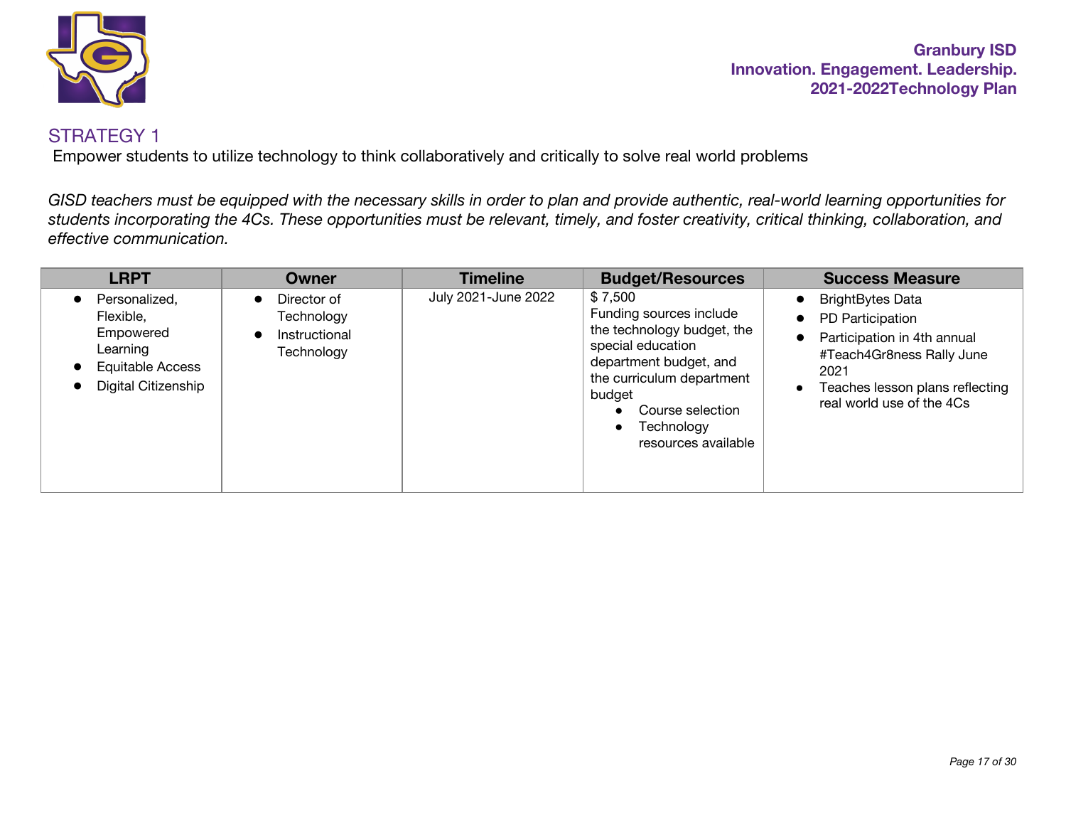## STRATEGY 1

Empower students to utilize technology to think collaboratively and critically to solve real world problems

*GISD teachers must be equipped with the necessary skills in order to plan and provide authentic, real-world learning opportunities for students incorporating the 4Cs. These opportunities must be relevant, timely, and foster creativity, critical thinking, collaboration, and effective communication.*

| LRPT | Owner | Timeline | Budget/Resources | Success Measure |
|---|---|---|---|---|
| • Personalized, Flexible, Empowered Learning<br>• Equitable Access<br>• Digital Citizenship | • Director of Technology<br>• Instructional Technology | July 2021-June 2022 | $ 7,500<br>Funding sources include the technology budget, the special education department budget, and the curriculum department budget<br>• Course selection<br>• Technology resources available | • BrightBytes Data<br>• PD Participation<br>• Participation in 4th annual #Teach4Gr8ness Rally June 2021<br>• Teaches lesson plans reflecting real world use of the 4Cs |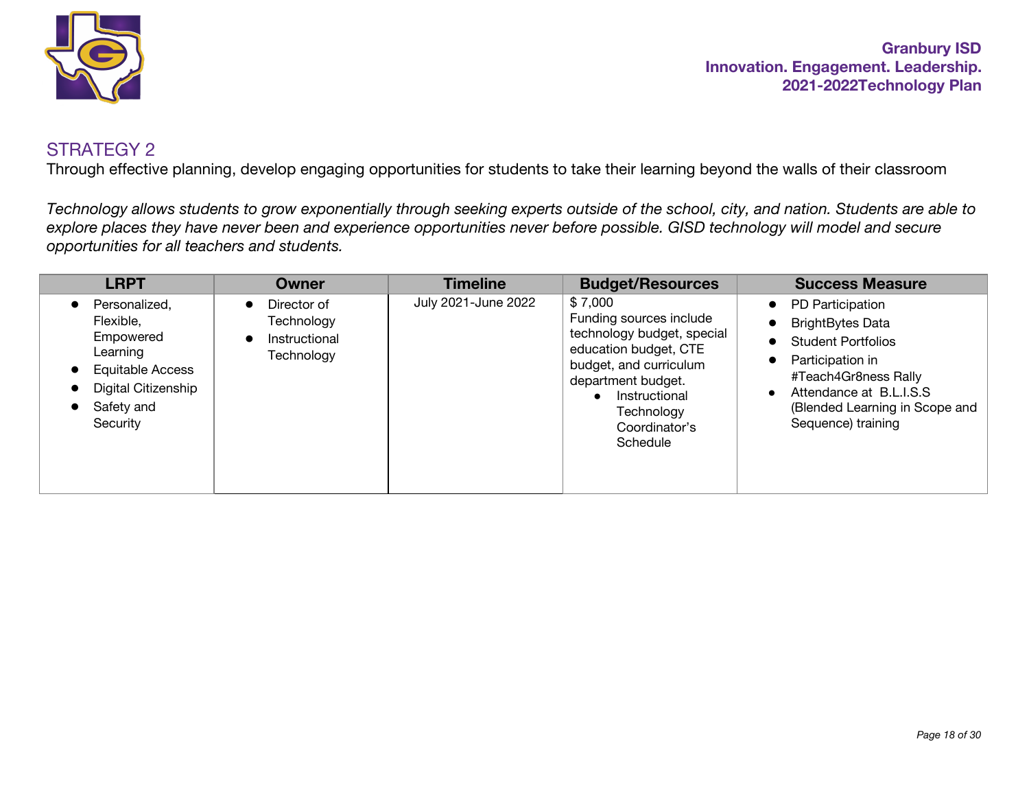## STRATEGY 2

Through effective planning, develop engaging opportunities for students to take their learning beyond the walls of their classroom

*Technology allows students to grow exponentially through seeking experts outside of the school, city, and nation. Students are able to explore places they have never been and experience opportunities never before possible. GISD technology will model and secure opportunities for all teachers and students.*

| LRPT | Owner | Timeline | Budget/Resources | Success Measure |
|---|---|---|---|---|
| • Personalized, Flexible, Empowered Learning<br>• Equitable Access<br>• Digital Citizenship<br>• Safety and Security | • Director of Technology<br>• Instructional Technology | July 2021-June 2022 | $ 7,000<br>Funding sources include technology budget, special education budget, CTE budget, and curriculum department budget.<br>• Instructional Technology Coordinator's Schedule | • PD Participation<br>• BrightBytes Data<br>• Student Portfolios<br>• Participation in #Teach4Gr8ness Rally<br>• Attendance at B.L.I.S.S (Blended Learning in Scope and Sequence) training |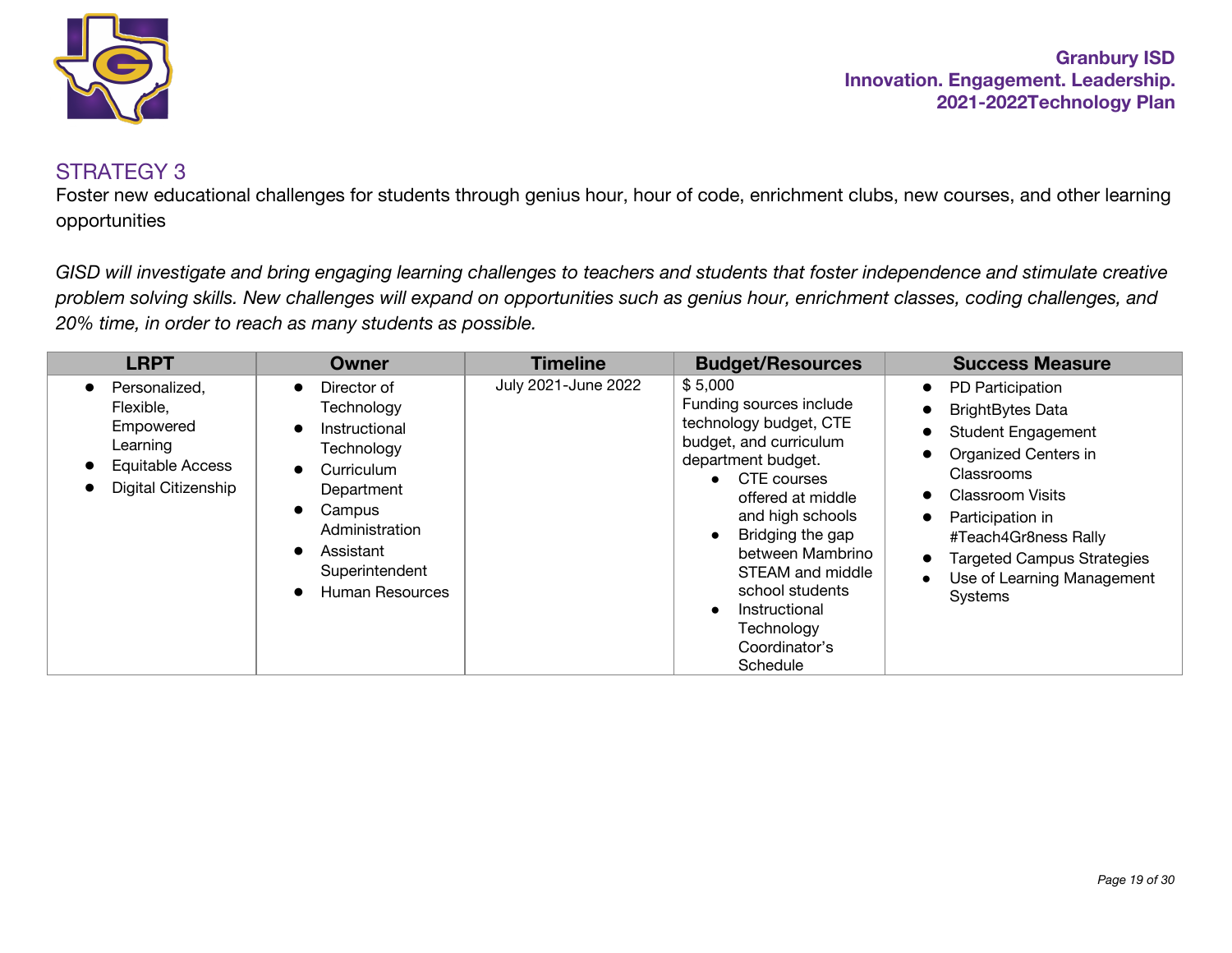## STRATEGY 3

Foster new educational challenges for students through genius hour, hour of code, enrichment clubs, new courses, and other learning opportunities

*GISD will investigate and bring engaging learning challenges to teachers and students that foster independence and stimulate creative problem solving skills. New challenges will expand on opportunities such as genius hour, enrichment classes, coding challenges, and 20% time, in order to reach as many students as possible.*

| LRPT | Owner | Timeline | Budget/Resources | Success Measure |
|---|---|---|---|---|
| • Personalized, Flexible, Empowered Learning<br>• Equitable Access<br>• Digital Citizenship | • Director of Technology<br>• Instructional Technology<br>• Curriculum Department<br>• Campus Administration<br>• Assistant Superintendent<br>• Human Resources | July 2021-June 2022 | $ 5,000<br>Funding sources include technology budget, CTE budget, and curriculum department budget.<br>• CTE courses offered at middle and high schools<br>• Bridging the gap between Mambrino STEAM and middle school students<br>• Instructional Technology Coordinator's Schedule | • PD Participation<br>• BrightBytes Data<br>• Student Engagement<br>• Organized Centers in Classrooms<br>• Classroom Visits<br>• Participation in #Teach4Gr8ness Rally<br>• Targeted Campus Strategies<br>• Use of Learning Management Systems |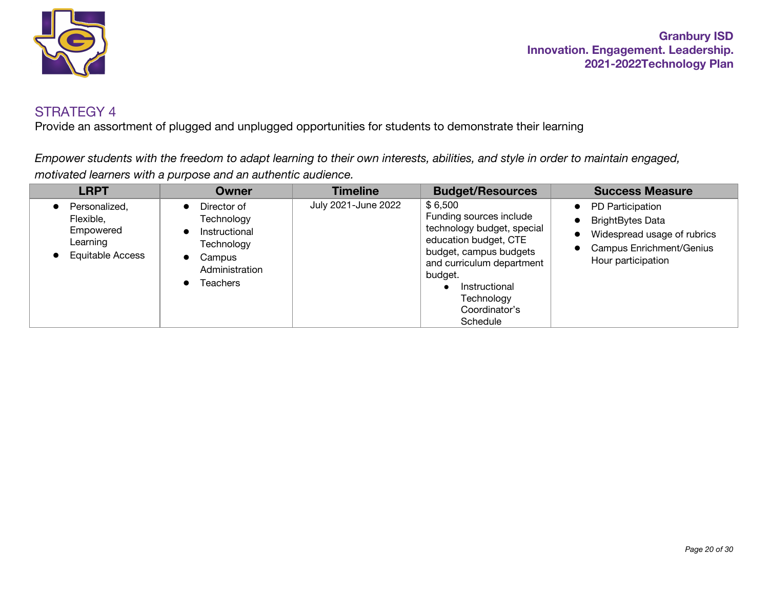## STRATEGY 4

Provide an assortment of plugged and unplugged opportunities for students to demonstrate their learning

*Empower students with the freedom to adapt learning to their own interests, abilities, and style in order to maintain engaged, motivated learners with a purpose and an authentic audience.*

| LRPT | Owner | Timeline | Budget/Resources | Success Measure |
|---|---|---|---|---|
| • Personalized, Flexible, Empowered Learning<br>• Equitable Access | • Director of Technology<br>• Instructional Technology<br>• Campus Administration<br>• Teachers | July 2021-June 2022 | $ 6,500<br>Funding sources include technology budget, special education budget, CTE budget, campus budgets and curriculum department budget.<br>• Instructional Technology Coordinator's Schedule | • PD Participation<br>• BrightBytes Data<br>• Widespread usage of rubrics<br>• Campus Enrichment/Genius Hour participation |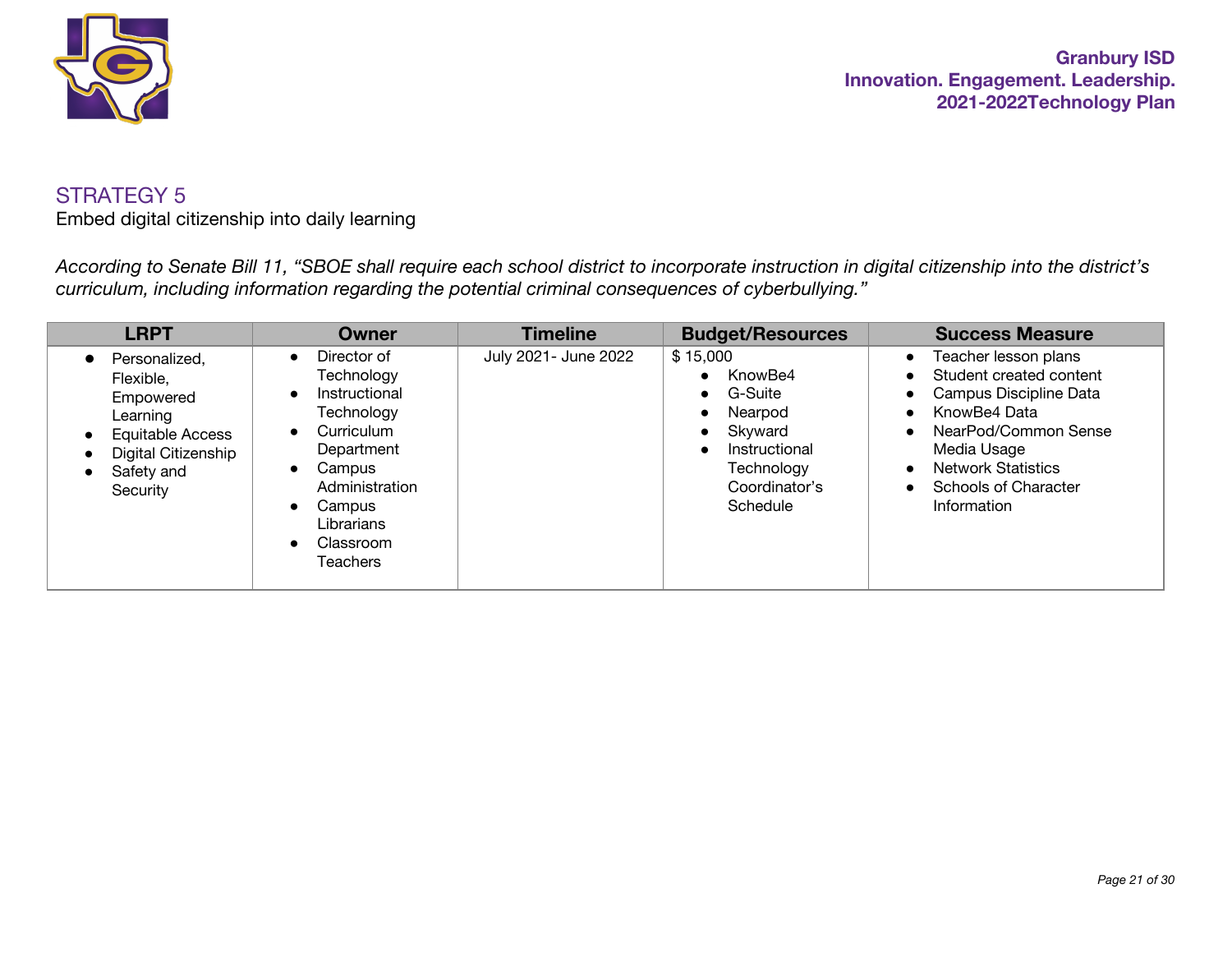## STRATEGY 5

Embed digital citizenship into daily learning

*According to Senate Bill 11, "SBOE shall require each school district to incorporate instruction in digital citizenship into the district's curriculum, including information regarding the potential criminal consequences of cyberbullying."*

| LRPT | Owner | Timeline | Budget/Resources | Success Measure |
|---|---|---|---|---|
| • Personalized, Flexible, Empowered Learning<br>• Equitable Access<br>• Digital Citizenship<br>• Safety and Security | • Director of Technology<br>• Instructional Technology<br>• Curriculum Department<br>• Campus Administration<br>• Campus Librarians<br>• Classroom Teachers | July 2021- June 2022 | $ 15,000<br>• KnowBe4<br>• G-Suite<br>• Nearpod<br>• Skyward<br>• Instructional Technology Coordinator's Schedule | • Teacher lesson plans<br>• Student created content<br>• Campus Discipline Data<br>• KnowBe4 Data<br>• NearPod/Common Sense Media Usage<br>• Network Statistics<br>• Schools of Character Information |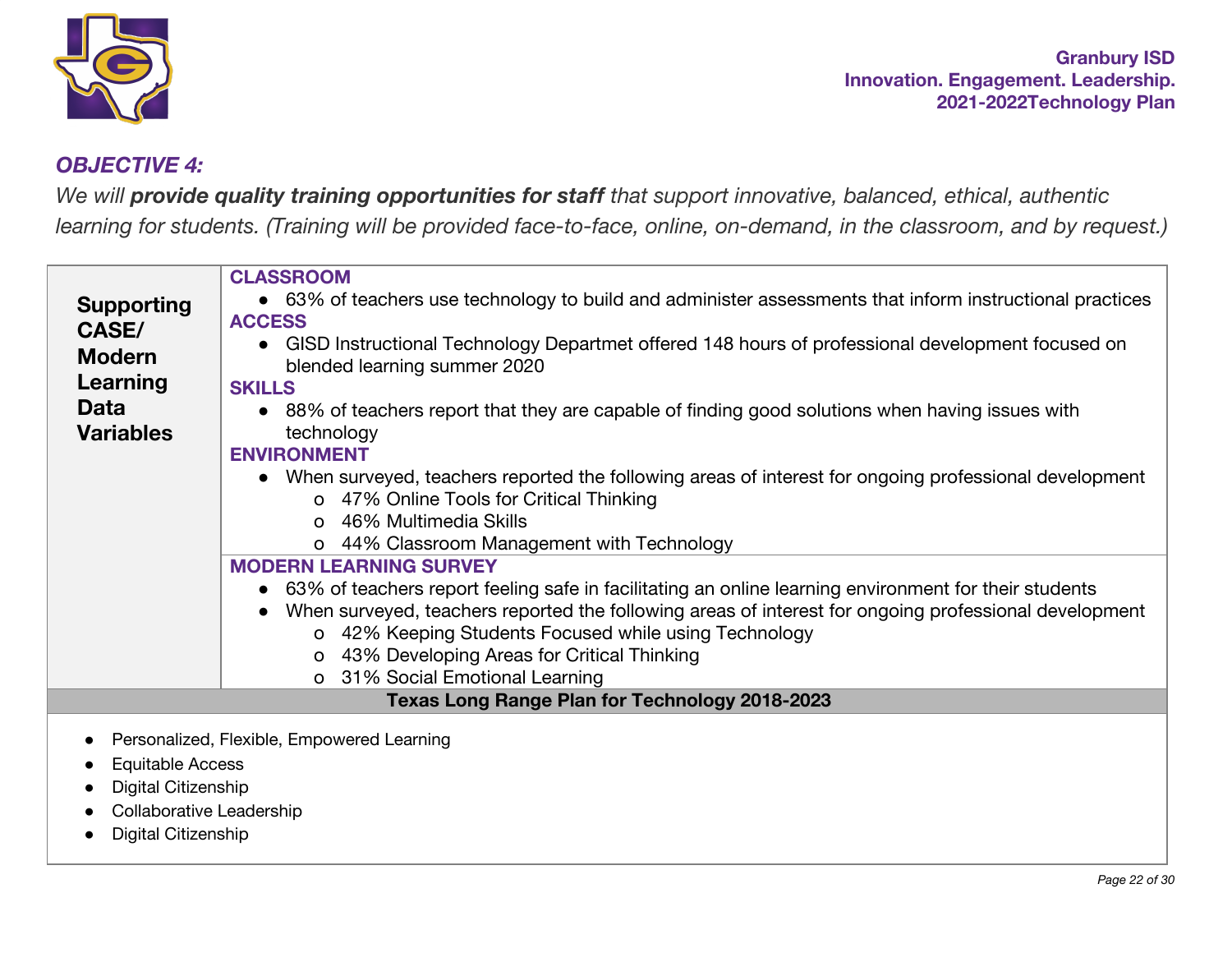### *OBJECTIVE 4:*

*We will **provide quality training opportunities for staff** that support innovative, balanced, ethical, authentic learning for students. (Training will be provided face-to-face, online, on-demand, in the classroom, and by request.)*

| **Supporting CASE/ Modern Learning Data Variables** | **CLASSROOM**<br>● 63% of teachers use technology to build and administer assessments that inform instructional practices<br>**ACCESS**<br>● GISD Instructional Technology Departmet offered 148 hours of professional development focused on blended learning summer 2020<br>**SKILLS**<br>● 88% of teachers report that they are capable of finding good solutions when having issues with technology<br>**ENVIRONMENT**<br>● When surveyed, teachers reported the following areas of interest for ongoing professional development<br>o 47% Online Tools for Critical Thinking<br>o 46% Multimedia Skills<br>o 44% Classroom Management with Technology |
|---|---|
| | **MODERN LEARNING SURVEY**<br>● 63% of teachers report feeling safe in facilitating an online learning environment for their students<br>● When surveyed, teachers reported the following areas of interest for ongoing professional development<br>o 42% Keeping Students Focused while using Technology<br>o 43% Developing Areas for Critical Thinking<br>o 31% Social Emotional Learning |

**Texas Long Range Plan for Technology 2018-2023**

- Personalized, Flexible, Empowered Learning
- Equitable Access
- Digital Citizenship
- Collaborative Leadership
- Digital Citizenship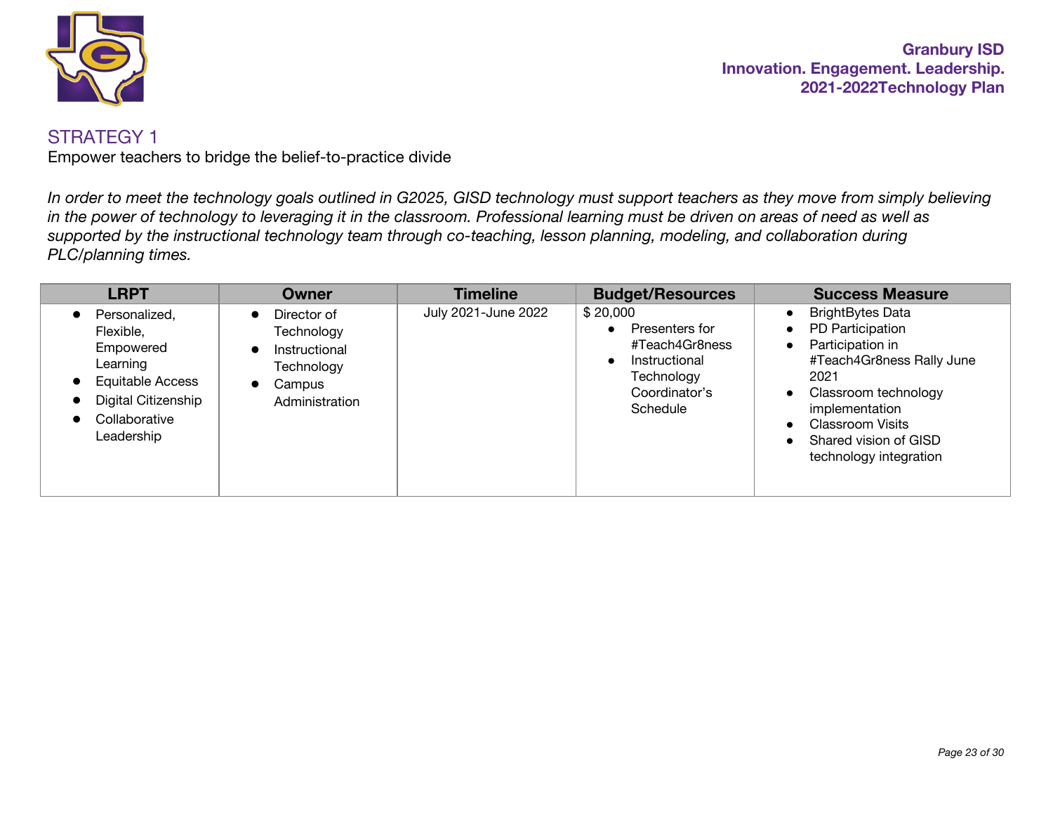## STRATEGY 1

Empower teachers to bridge the belief-to-practice divide

*In order to meet the technology goals outlined in G2025, GISD technology must support teachers as they move from simply believing in the power of technology to leveraging it in the classroom. Professional learning must be driven on areas of need as well as supported by the instructional technology team through co-teaching, lesson planning, modeling, and collaboration during PLC/planning times.*

| LRPT | Owner | Timeline | Budget/Resources | Success Measure |
|---|---|---|---|---|
| • Personalized, Flexible, Empowered Learning<br>• Equitable Access<br>• Digital Citizenship<br>• Collaborative Leadership | • Director of Technology<br>• Instructional Technology<br>• Campus Administration | July 2021-June 2022 | $ 20,000<br>• Presenters for #Teach4Gr8ness<br>• Instructional Technology Coordinator's Schedule | • BrightBytes Data<br>• PD Participation<br>• Participation in #Teach4Gr8ness Rally June 2021<br>• Classroom technology implementation<br>• Classroom Visits<br>• Shared vision of GISD technology integration |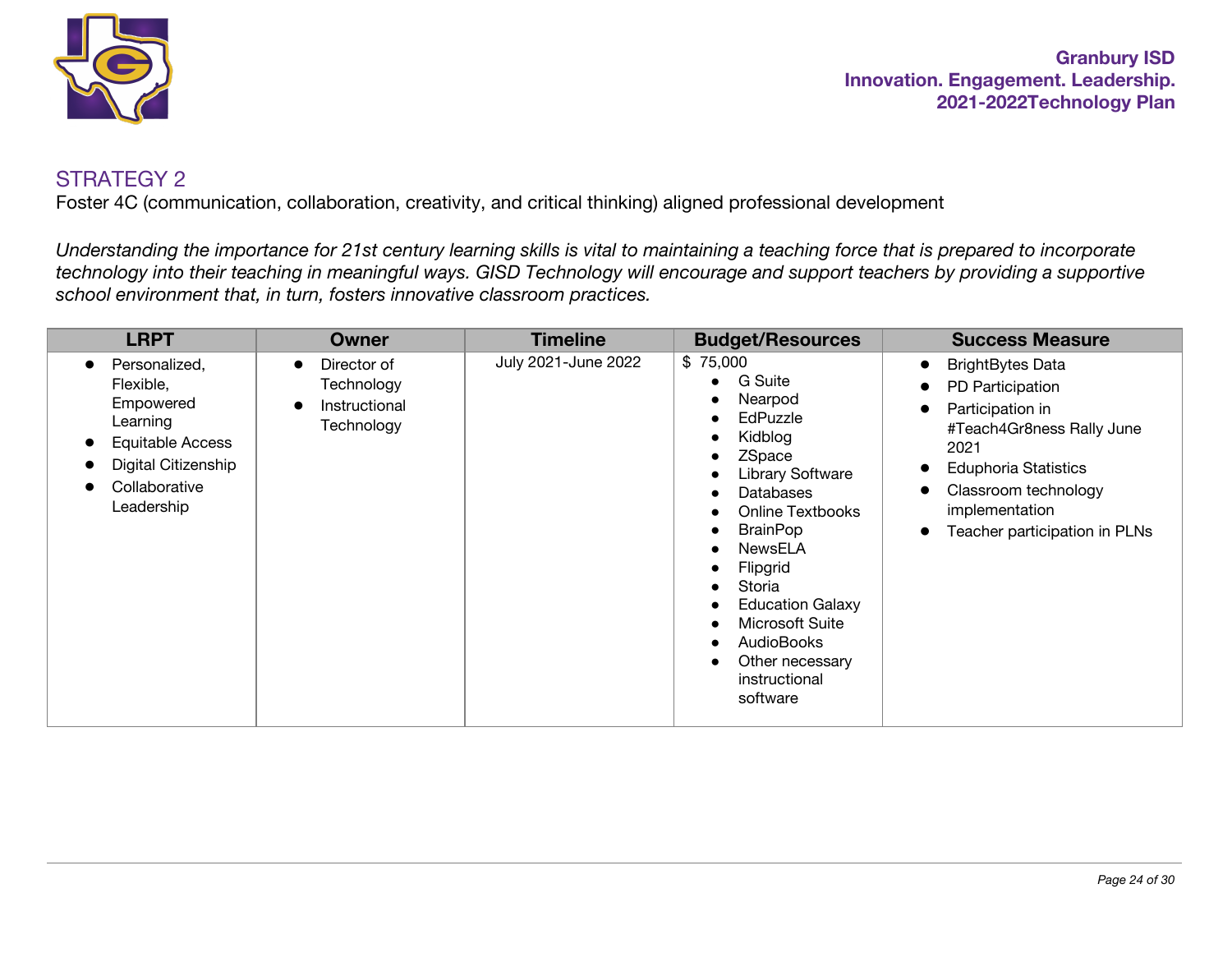## STRATEGY 2

Foster 4C (communication, collaboration, creativity, and critical thinking) aligned professional development

*Understanding the importance for 21st century learning skills is vital to maintaining a teaching force that is prepared to incorporate technology into their teaching in meaningful ways. GISD Technology will encourage and support teachers by providing a supportive school environment that, in turn, fosters innovative classroom practices.*

| LRPT | Owner | Timeline | Budget/Resources | Success Measure |
|---|---|---|---|---|
| • Personalized, Flexible, Empowered Learning<br>• Equitable Access<br>• Digital Citizenship<br>• Collaborative Leadership | • Director of Technology<br>• Instructional Technology | July 2021-June 2022 | $ 75,000<br>• G Suite<br>• Nearpod<br>• EdPuzzle<br>• Kidblog<br>• ZSpace<br>• Library Software<br>• Databases<br>• Online Textbooks<br>• BrainPop<br>• NewsELA<br>• Flipgrid<br>• Storia<br>• Education Galaxy<br>• Microsoft Suite<br>• AudioBooks<br>• Other necessary instructional software | • BrightBytes Data<br>• PD Participation<br>• Participation in #Teach4Gr8ness Rally June 2021<br>• Eduphoria Statistics<br>• Classroom technology implementation<br>• Teacher participation in PLNs |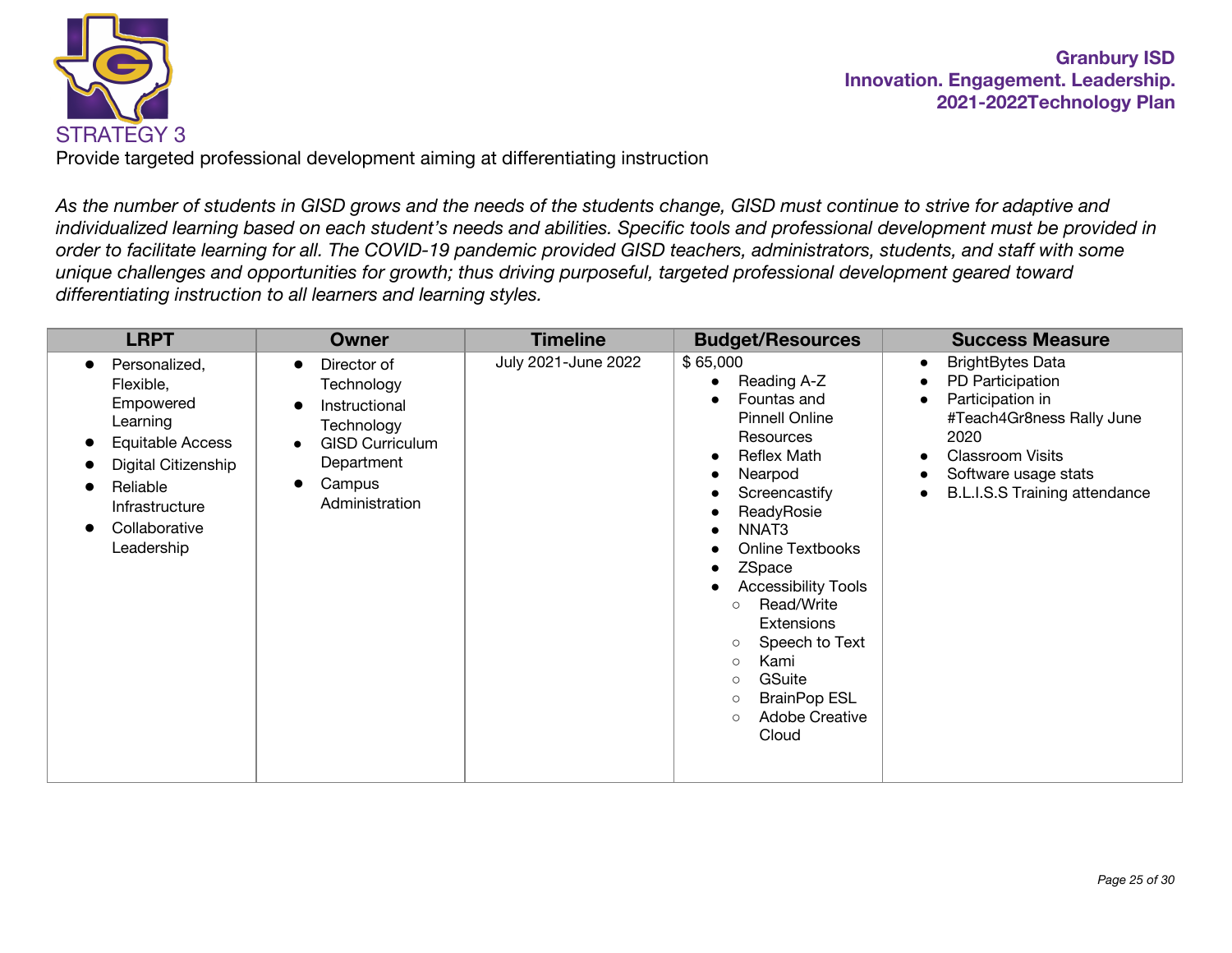## STRATEGY 3

Provide targeted professional development aiming at differentiating instruction

*As the number of students in GISD grows and the needs of the students change, GISD must continue to strive for adaptive and individualized learning based on each student's needs and abilities. Specific tools and professional development must be provided in order to facilitate learning for all. The COVID-19 pandemic provided GISD teachers, administrators, students, and staff with some unique challenges and opportunities for growth; thus driving purposeful, targeted professional development geared toward differentiating instruction to all learners and learning styles.*

| LRPT | Owner | Timeline | Budget/Resources | Success Measure |
|---|---|---|---|---|
| • Personalized, Flexible, Empowered Learning<br>• Equitable Access<br>• Digital Citizenship<br>• Reliable Infrastructure<br>• Collaborative Leadership | • Director of Technology<br>• Instructional Technology<br>• GISD Curriculum Department<br>• Campus Administration | July 2021-June 2022 | $ 65,000<br>• Reading A-Z<br>• Fountas and Pinnell Online Resources<br>• Reflex Math<br>• Nearpod<br>• Screencastify<br>• ReadyRosie<br>• NNAT3<br>• Online Textbooks<br>• ZSpace<br>• Accessibility Tools<br>&nbsp;&nbsp;○ Read/Write Extensions<br>&nbsp;&nbsp;○ Speech to Text<br>&nbsp;&nbsp;○ Kami<br>&nbsp;&nbsp;○ GSuite<br>&nbsp;&nbsp;○ BrainPop ESL<br>&nbsp;&nbsp;○ Adobe Creative Cloud | • BrightBytes Data<br>• PD Participation<br>• Participation in #Teach4Gr8ness Rally June 2020<br>• Classroom Visits<br>• Software usage stats<br>• B.L.I.S.S Training attendance |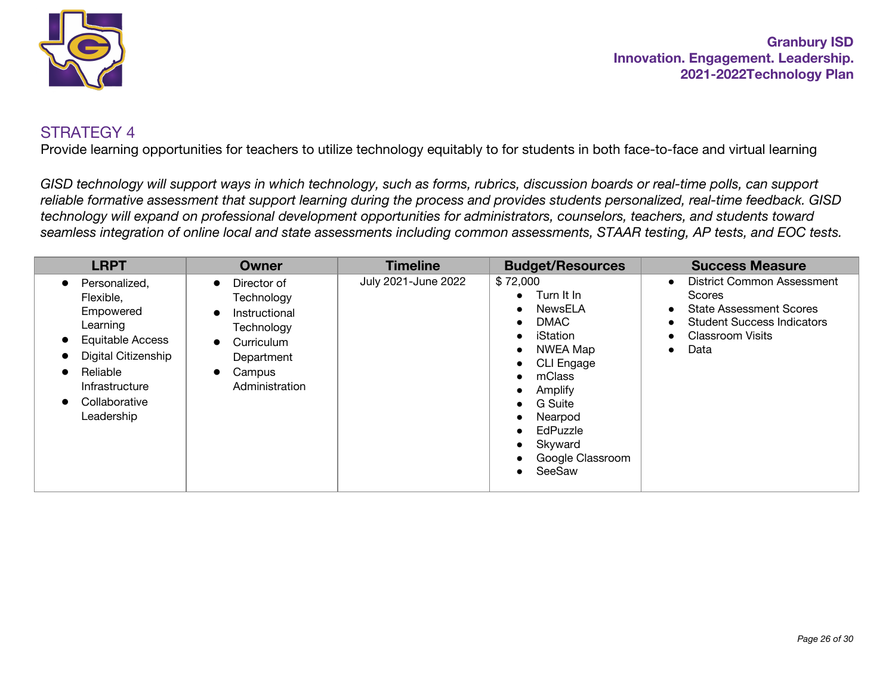## STRATEGY 4

Provide learning opportunities for teachers to utilize technology equitably to for students in both face-to-face and virtual learning

*GISD technology will support ways in which technology, such as forms, rubrics, discussion boards or real-time polls, can support reliable formative assessment that support learning during the process and provides students personalized, real-time feedback. GISD technology will expand on professional development opportunities for administrators, counselors, teachers, and students toward seamless integration of online local and state assessments including common assessments, STAAR testing, AP tests, and EOC tests.*

| LRPT | Owner | Timeline | Budget/Resources | Success Measure |
|---|---|---|---|---|
| • Personalized, Flexible, Empowered Learning<br>• Equitable Access<br>• Digital Citizenship<br>• Reliable Infrastructure<br>• Collaborative Leadership | • Director of Technology<br>• Instructional Technology<br>• Curriculum Department<br>• Campus Administration | July 2021-June 2022 | $ 72,000<br>• Turn It In<br>• NewsELA<br>• DMAC<br>• iStation<br>• NWEA Map<br>• CLI Engage<br>• mClass<br>• Amplify<br>• G Suite<br>• Nearpod<br>• EdPuzzle<br>• Skyward<br>• Google Classroom<br>• SeeSaw | • District Common Assessment Scores<br>• State Assessment Scores<br>• Student Success Indicators<br>• Classroom Visits<br>• Data |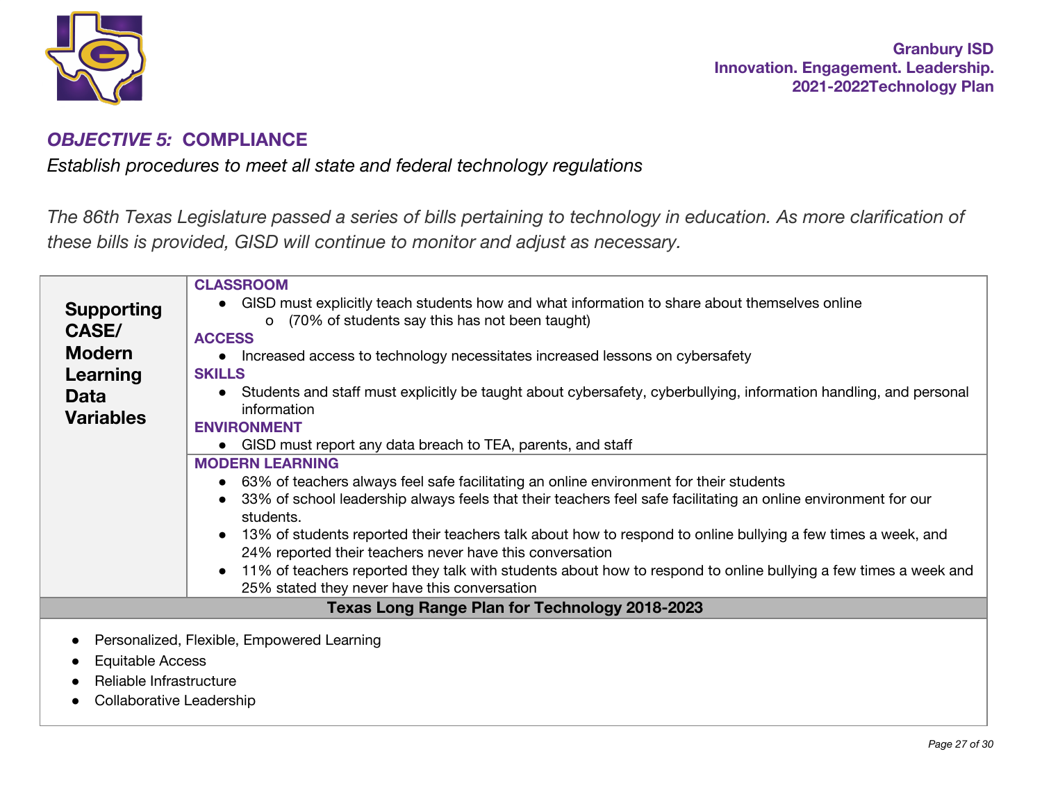## *OBJECTIVE 5:* COMPLIANCE

*Establish procedures to meet all state and federal technology regulations*

*The 86th Texas Legislature passed a series of bills pertaining to technology in education. As more clarification of these bills is provided, GISD will continue to monitor and adjust as necessary.*

| **Supporting CASE/ Modern Learning Data Variables** | **CLASSROOM**<br>● GISD must explicitly teach students how and what information to share about themselves online<br>&nbsp;&nbsp;&nbsp;&nbsp;o (70% of students say this has not been taught)<br>**ACCESS**<br>● Increased access to technology necessitates increased lessons on cybersafety<br>**SKILLS**<br>● Students and staff must explicitly be taught about cybersafety, cyberbullying, information handling, and personal information<br>**ENVIRONMENT**<br>● GISD must report any data breach to TEA, parents, and staff |
|---|---|
| | **MODERN LEARNING**<br>● 63% of teachers always feel safe facilitating an online environment for their students<br>● 33% of school leadership always feels that their teachers feel safe facilitating an online environment for our students.<br>● 13% of students reported their teachers talk about how to respond to online bullying a few times a week, and 24% reported their teachers never have this conversation<br>● 11% of teachers reported they talk with students about how to respond to online bullying a few times a week and 25% stated they never have this conversation |

| **Texas Long Range Plan for Technology 2018-2023** |
|---|
| ● Personalized, Flexible, Empowered Learning<br>● Equitable Access<br>● Reliable Infrastructure<br>● Collaborative Leadership |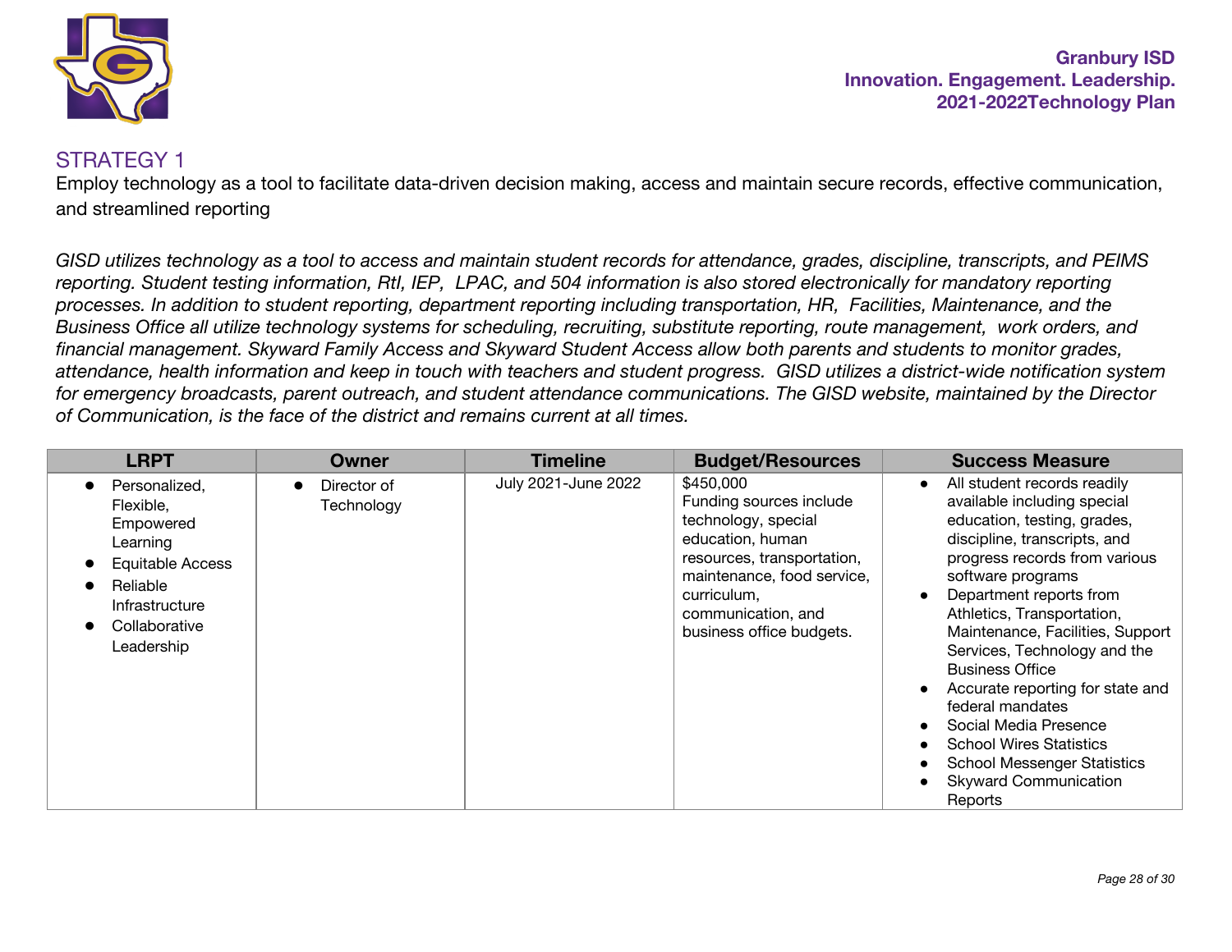## STRATEGY 1

Employ technology as a tool to facilitate data-driven decision making, access and maintain secure records, effective communication, and streamlined reporting

*GISD utilizes technology as a tool to access and maintain student records for attendance, grades, discipline, transcripts, and PEIMS reporting. Student testing information, RtI, IEP, LPAC, and 504 information is also stored electronically for mandatory reporting processes. In addition to student reporting, department reporting including transportation, HR, Facilities, Maintenance, and the Business Office all utilize technology systems for scheduling, recruiting, substitute reporting, route management, work orders, and financial management. Skyward Family Access and Skyward Student Access allow both parents and students to monitor grades, attendance, health information and keep in touch with teachers and student progress. GISD utilizes a district-wide notification system for emergency broadcasts, parent outreach, and student attendance communications. The GISD website, maintained by the Director of Communication, is the face of the district and remains current at all times.*

| LRPT | Owner | Timeline | Budget/Resources | Success Measure |
|---|---|---|---|---|
| • Personalized, Flexible, Empowered Learning<br>• Equitable Access<br>• Reliable Infrastructure<br>• Collaborative Leadership | • Director of Technology | July 2021-June 2022 | $450,000<br>Funding sources include technology, special education, human resources, transportation, maintenance, food service, curriculum, communication, and business office budgets. | • All student records readily available including special education, testing, grades, discipline, transcripts, and progress records from various software programs<br>• Department reports from Athletics, Transportation, Maintenance, Facilities, Support Services, Technology and the Business Office<br>• Accurate reporting for state and federal mandates<br>• Social Media Presence<br>• School Wires Statistics<br>• School Messenger Statistics<br>• Skyward Communication Reports |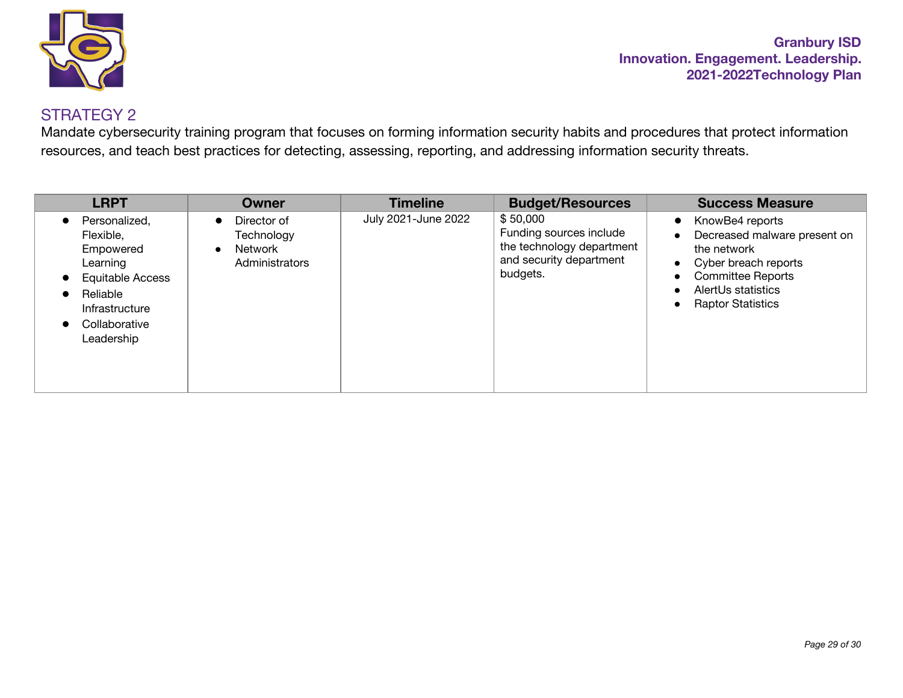## STRATEGY 2

Mandate cybersecurity training program that focuses on forming information security habits and procedures that protect information resources, and teach best practices for detecting, assessing, reporting, and addressing information security threats.

| LRPT | Owner | Timeline | Budget/Resources | Success Measure |
|---|---|---|---|---|
| • Personalized, Flexible, Empowered Learning<br>• Equitable Access<br>• Reliable Infrastructure<br>• Collaborative Leadership | • Director of Technology<br>• Network Administrators | July 2021-June 2022 | $ 50,000<br>Funding sources include the technology department and security department budgets. | • KnowBe4 reports<br>• Decreased malware present on the network<br>• Cyber breach reports<br>• Committee Reports<br>• AlertUs statistics<br>• Raptor Statistics |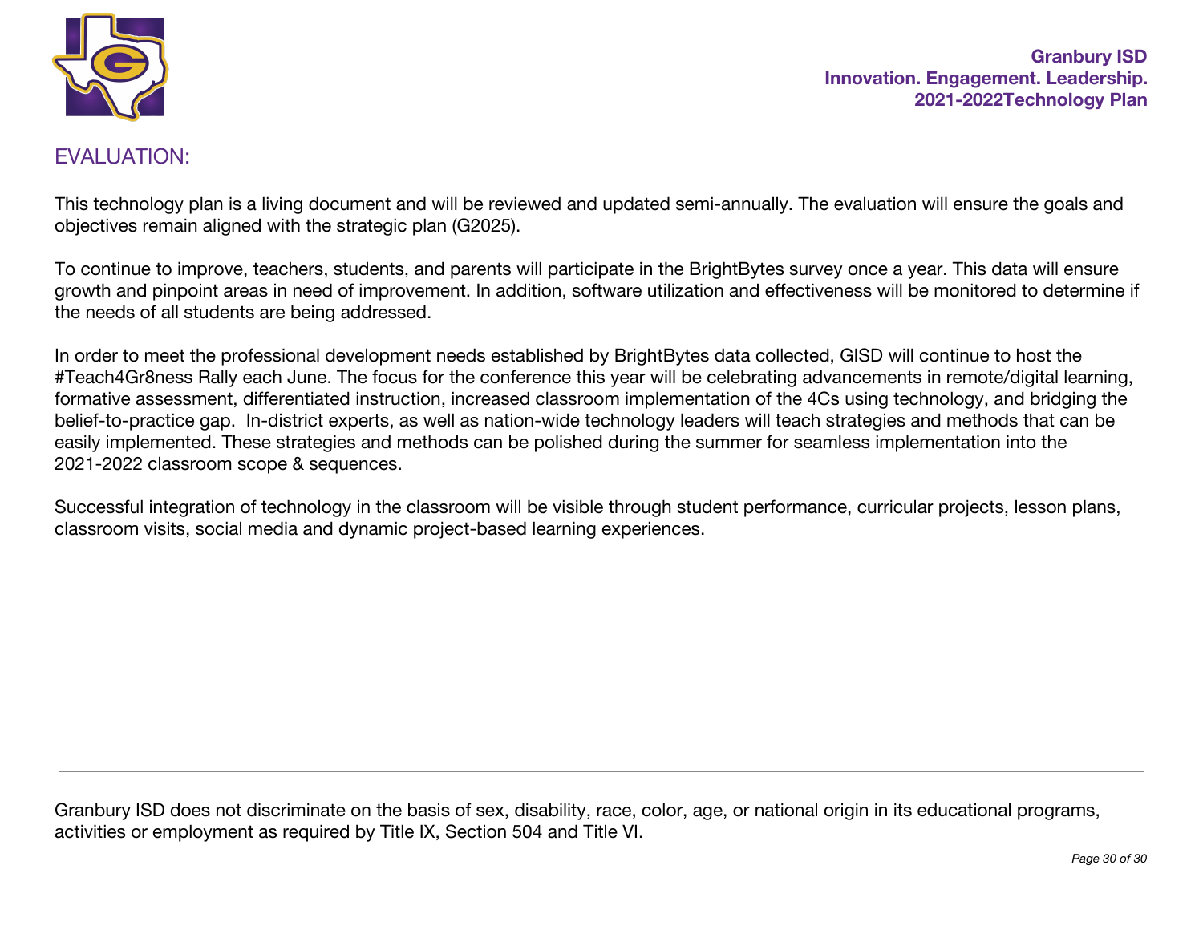## EVALUATION:

This technology plan is a living document and will be reviewed and updated semi-annually. The evaluation will ensure the goals and objectives remain aligned with the strategic plan (G2025).

To continue to improve, teachers, students, and parents will participate in the BrightBytes survey once a year. This data will ensure growth and pinpoint areas in need of improvement. In addition, software utilization and effectiveness will be monitored to determine if the needs of all students are being addressed.

In order to meet the professional development needs established by BrightBytes data collected, GISD will continue to host the #Teach4Gr8ness Rally each June. The focus for the conference this year will be celebrating advancements in remote/digital learning, formative assessment, differentiated instruction, increased classroom implementation of the 4Cs using technology, and bridging the belief-to-practice gap.  In-district experts, as well as nation-wide technology leaders will teach strategies and methods that can be easily implemented. These strategies and methods can be polished during the summer for seamless implementation into the 2021-2022 classroom scope & sequences.

Successful integration of technology in the classroom will be visible through student performance, curricular projects, lesson plans, classroom visits, social media and dynamic project-based learning experiences.

---

Granbury ISD does not discriminate on the basis of sex, disability, race, color, age, or national origin in its educational programs, activities or employment as required by Title IX, Section 504 and Title VI.